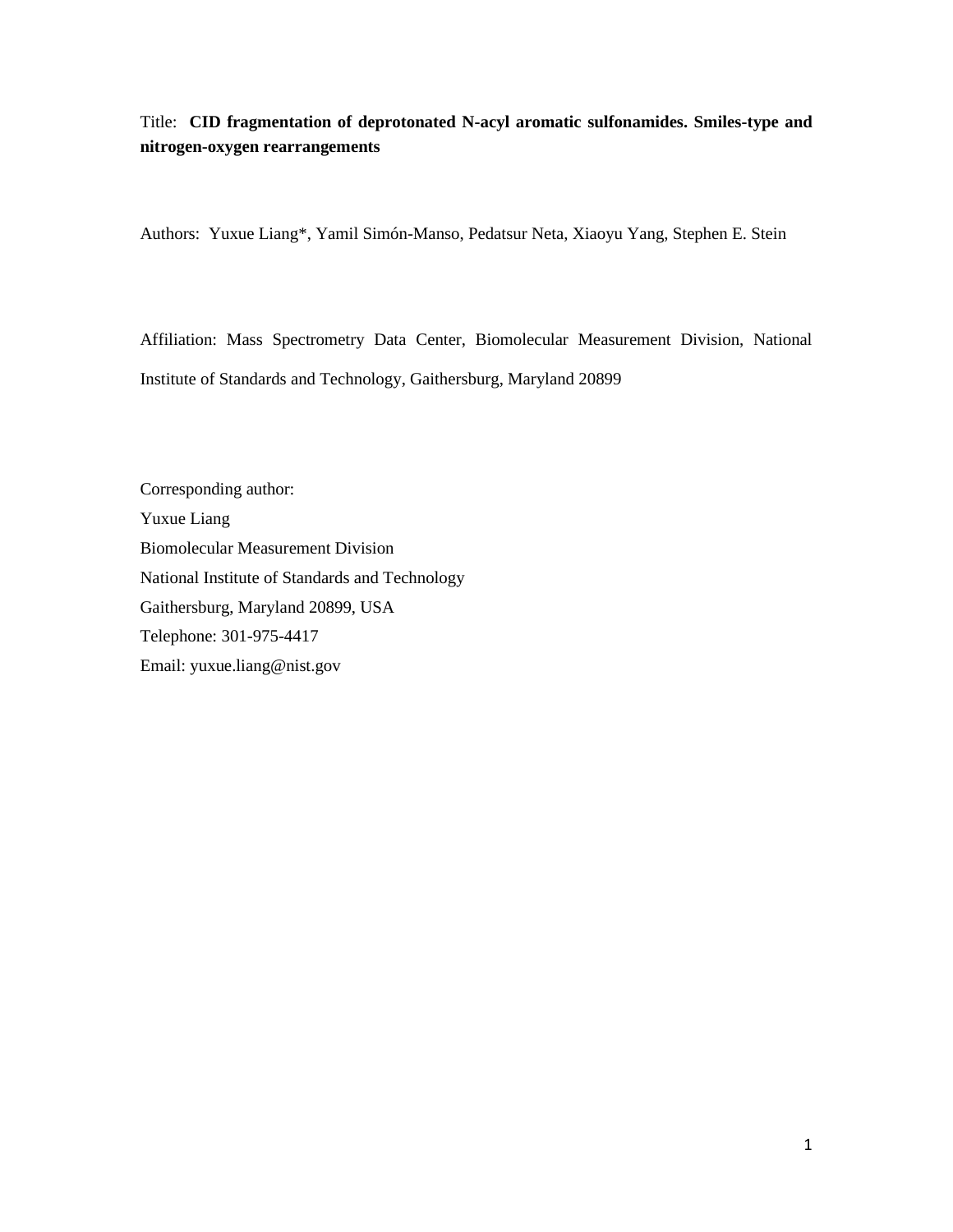Title: **CID fragmentation of deprotonated N-acyl aromatic sulfonamides. Smiles-type and nitrogen-oxygen rearrangements**

Authors: Yuxue Liang*, Yamil Simón-Manso, Pedatsur Neta, Xiaoyu Yang, Stephen E. Stein

Affiliation: Mass Spectrometry Data Center, Biomolecular Measurement Division, National Institute of Standards and Technology, Gaithersburg, Maryland 20899

Corresponding author:
Yuxue Liang
Biomolecular Measurement Division
National Institute of Standards and Technology
Gaithersburg, Maryland 20899, USA
Telephone: 301-975-4417
Email: yuxue.liang@nist.gov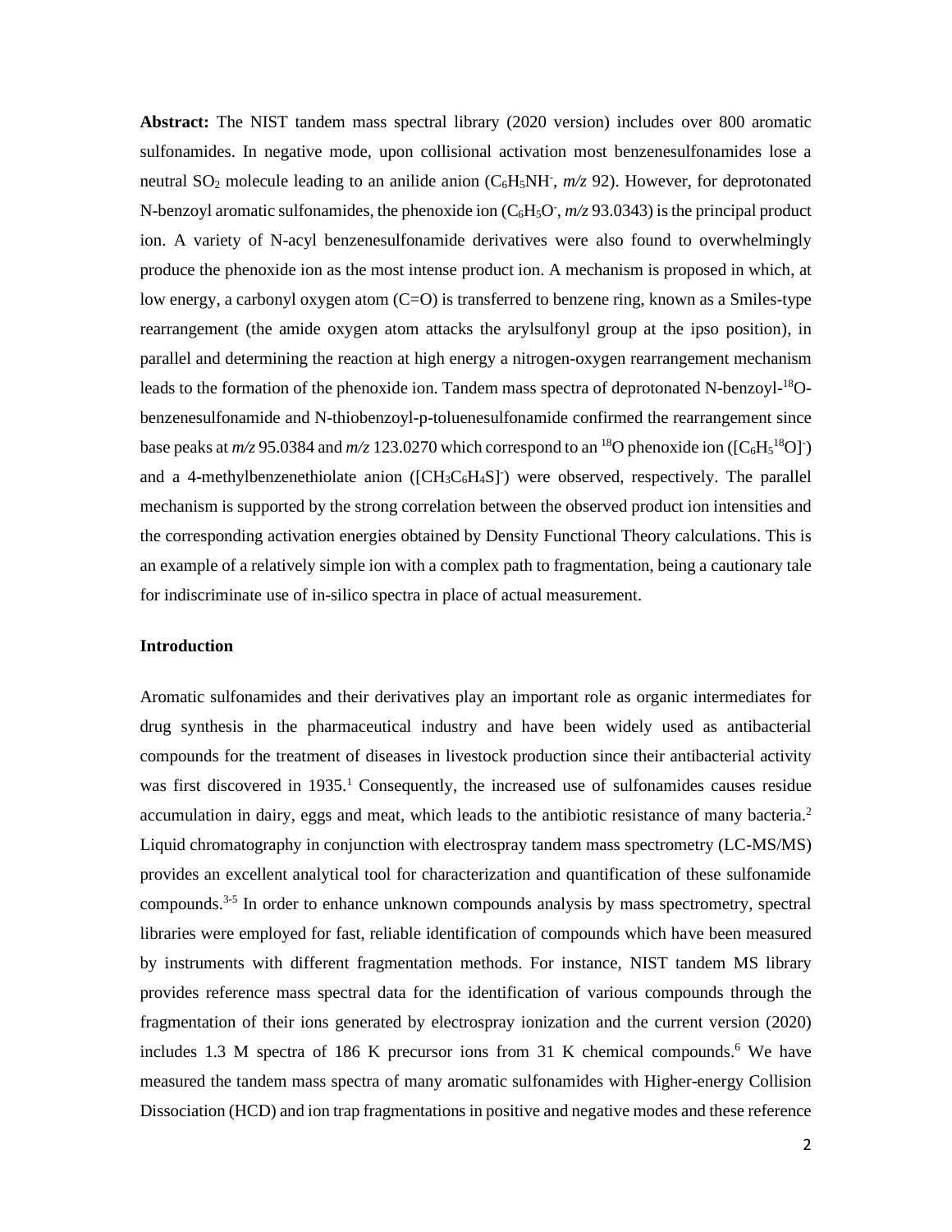**Abstract:** The NIST tandem mass spectral library (2020 version) includes over 800 aromatic sulfonamides. In negative mode, upon collisional activation most benzenesulfonamides lose a neutral $SO_2$ molecule leading to an anilide anion ($C_6H_5NH^-$, *m/z* 92). However, for deprotonated N-benzoyl aromatic sulfonamides, the phenoxide ion ($C_6H_5O^-$, *m/z* 93.0343) is the principal product ion. A variety of N-acyl benzenesulfonamide derivatives were also found to overwhelmingly produce the phenoxide ion as the most intense product ion. A mechanism is proposed in which, at low energy, a carbonyl oxygen atom (C=O) is transferred to benzene ring, known as a Smiles-type rearrangement (the amide oxygen atom attacks the arylsulfonyl group at the ipso position), in parallel and determining the reaction at high energy a nitrogen-oxygen rearrangement mechanism leads to the formation of the phenoxide ion. Tandem mass spectra of deprotonated N-benzoyl-$^{18}$O-benzenesulfonamide and N-thiobenzoyl-p-toluenesulfonamide confirmed the rearrangement since base peaks at *m/z* 95.0384 and *m/z* 123.0270 which correspond to an $^{18}$O phenoxide ion ($[C_6H_5{}^{18}O]^-$) and a 4-methylbenzenethiolate anion ($[CH_3C_6H_4S]^-$) were observed, respectively. The parallel mechanism is supported by the strong correlation between the observed product ion intensities and the corresponding activation energies obtained by Density Functional Theory calculations. This is an example of a relatively simple ion with a complex path to fragmentation, being a cautionary tale for indiscriminate use of in-silico spectra in place of actual measurement.

**Introduction**

Aromatic sulfonamides and their derivatives play an important role as organic intermediates for drug synthesis in the pharmaceutical industry and have been widely used as antibacterial compounds for the treatment of diseases in livestock production since their antibacterial activity was first discovered in 1935.[1] Consequently, the increased use of sulfonamides causes residue accumulation in dairy, eggs and meat, which leads to the antibiotic resistance of many bacteria.[2] Liquid chromatography in conjunction with electrospray tandem mass spectrometry (LC-MS/MS) provides an excellent analytical tool for characterization and quantification of these sulfonamide compounds.[3-5] In order to enhance unknown compounds analysis by mass spectrometry, spectral libraries were employed for fast, reliable identification of compounds which have been measured by instruments with different fragmentation methods. For instance, NIST tandem MS library provides reference mass spectral data for the identification of various compounds through the fragmentation of their ions generated by electrospray ionization and the current version (2020) includes 1.3 M spectra of 186 K precursor ions from 31 K chemical compounds.[6] We have measured the tandem mass spectra of many aromatic sulfonamides with Higher-energy Collision Dissociation (HCD) and ion trap fragmentations in positive and negative modes and these reference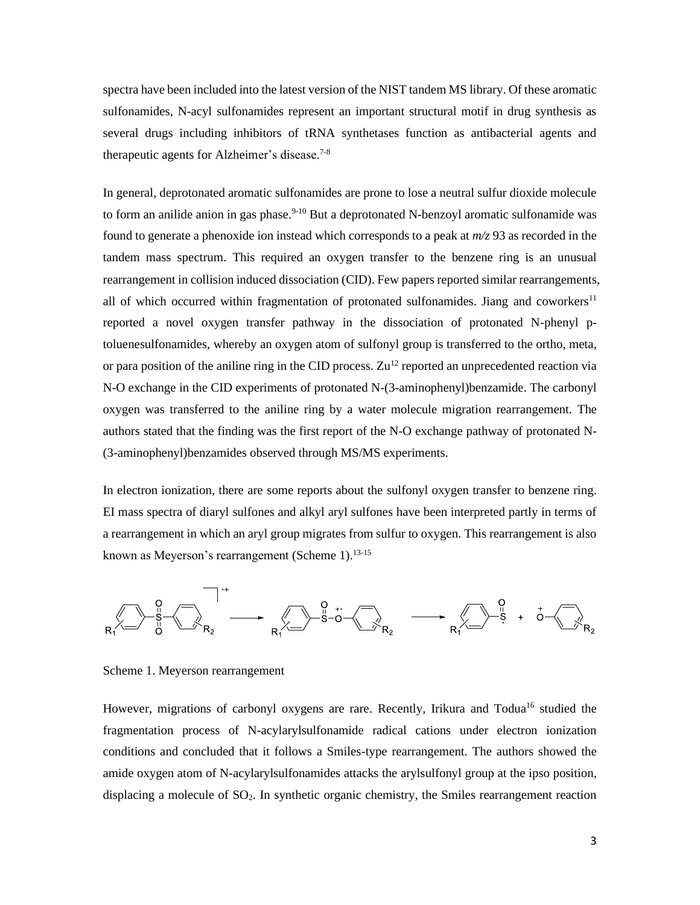spectra have been included into the latest version of the NIST tandem MS library. Of these aromatic sulfonamides, N-acyl sulfonamides represent an important structural motif in drug synthesis as several drugs including inhibitors of tRNA synthetases function as antibacterial agents and therapeutic agents for Alzheimer's disease.[7-8]

In general, deprotonated aromatic sulfonamides are prone to lose a neutral sulfur dioxide molecule to form an anilide anion in gas phase.[9-10] But a deprotonated N-benzoyl aromatic sulfonamide was found to generate a phenoxide ion instead which corresponds to a peak at *m/z* 93 as recorded in the tandem mass spectrum. This required an oxygen transfer to the benzene ring is an unusual rearrangement in collision induced dissociation (CID). Few papers reported similar rearrangements, all of which occurred within fragmentation of protonated sulfonamides. Jiang and coworkers[11] reported a novel oxygen transfer pathway in the dissociation of protonated N-phenyl p-toluenesulfonamides, whereby an oxygen atom of sulfonyl group is transferred to the ortho, meta, or para position of the aniline ring in the CID process. Zu[12] reported an unprecedented reaction via N-O exchange in the CID experiments of protonated N-(3-aminophenyl)benzamide. The carbonyl oxygen was transferred to the aniline ring by a water molecule migration rearrangement. The authors stated that the finding was the first report of the N-O exchange pathway of protonated N-(3-aminophenyl)benzamides observed through MS/MS experiments.

In electron ionization, there are some reports about the sulfonyl oxygen transfer to benzene ring. EI mass spectra of diaryl sulfones and alkyl aryl sulfones have been interpreted partly in terms of a rearrangement in which an aryl group migrates from sulfur to oxygen. This rearrangement is also known as Meyerson's rearrangement (Scheme 1).[13-15]

Scheme 1. Meyerson rearrangement

However, migrations of carbonyl oxygens are rare. Recently, Irikura and Todua[16] studied the fragmentation process of N-acylarylsulfonamide radical cations under electron ionization conditions and concluded that it follows a Smiles-type rearrangement. The authors showed the amide oxygen atom of N-acylarylsulfonamides attacks the arylsulfonyl group at the ipso position, displacing a molecule of $SO_2$. In synthetic organic chemistry, the Smiles rearrangement reaction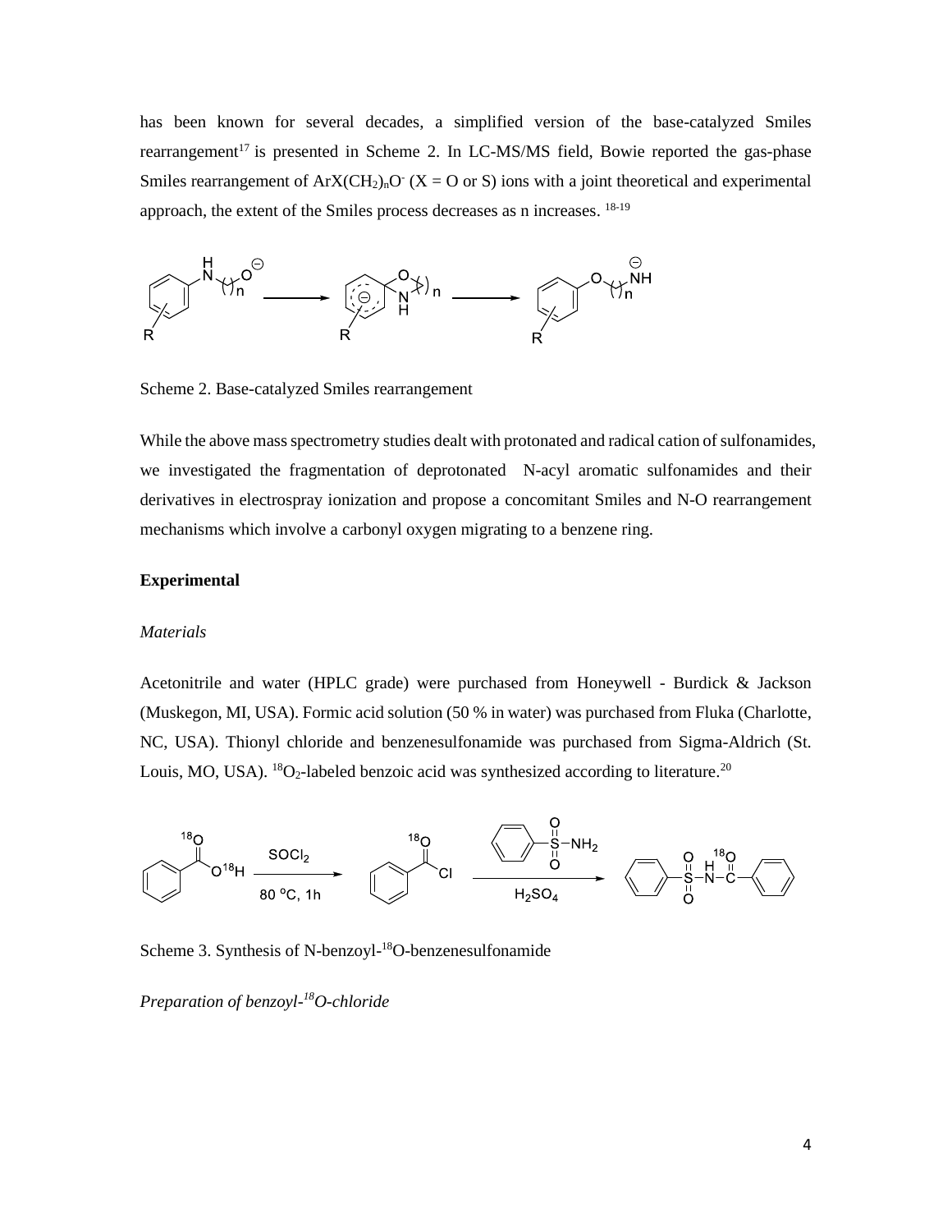has been known for several decades, a simplified version of the base-catalyzed Smiles rearrangement[17] is presented in Scheme 2. In LC-MS/MS field, Bowie reported the gas-phase Smiles rearrangement of $ArX(CH_2)_nO^-$ (X = O or S) ions with a joint theoretical and experimental approach, the extent of the Smiles process decreases as n increases. [18-19]

Scheme 2. Base-catalyzed Smiles rearrangement

While the above mass spectrometry studies dealt with protonated and radical cation of sulfonamides, we investigated the fragmentation of deprotonated N-acyl aromatic sulfonamides and their derivatives in electrospray ionization and propose a concomitant Smiles and N-O rearrangement mechanisms which involve a carbonyl oxygen migrating to a benzene ring.

## Experimental

### *Materials*

Acetonitrile and water (HPLC grade) were purchased from Honeywell - Burdick & Jackson (Muskegon, MI, USA). Formic acid solution (50 % in water) was purchased from Fluka (Charlotte, NC, USA). Thionyl chloride and benzenesulfonamide was purchased from Sigma-Aldrich (St. Louis, MO, USA). $^{18}O_2$-labeled benzoic acid was synthesized according to literature.[20]

Scheme 3. Synthesis of N-benzoyl-$^{18}$O-benzenesulfonamide

### *Preparation of benzoyl-$^{18}$O-chloride*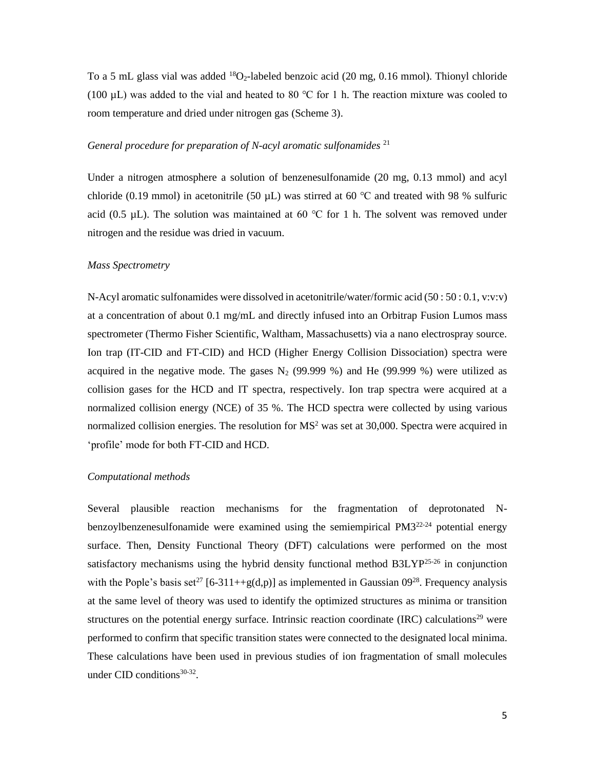To a 5 mL glass vial was added $^{18}O_2$-labeled benzoic acid (20 mg, 0.16 mmol). Thionyl chloride (100 µL) was added to the vial and heated to 80 ℃ for 1 h. The reaction mixture was cooled to room temperature and dried under nitrogen gas (Scheme 3).

*General procedure for preparation of N-acyl aromatic sulfonamides* [21]

Under a nitrogen atmosphere a solution of benzenesulfonamide (20 mg, 0.13 mmol) and acyl chloride (0.19 mmol) in acetonitrile (50 µL) was stirred at 60 ℃ and treated with 98 % sulfuric acid (0.5 µL). The solution was maintained at 60 ℃ for 1 h. The solvent was removed under nitrogen and the residue was dried in vacuum.

*Mass Spectrometry*

N-Acyl aromatic sulfonamides were dissolved in acetonitrile/water/formic acid (50 : 50 : 0.1, v:v:v) at a concentration of about 0.1 mg/mL and directly infused into an Orbitrap Fusion Lumos mass spectrometer (Thermo Fisher Scientific, Waltham, Massachusetts) via a nano electrospray source. Ion trap (IT-CID and FT-CID) and HCD (Higher Energy Collision Dissociation) spectra were acquired in the negative mode. The gases $N_2$ (99.999 %) and He (99.999 %) were utilized as collision gases for the HCD and IT spectra, respectively. Ion trap spectra were acquired at a normalized collision energy (NCE) of 35 %. The HCD spectra were collected by using various normalized collision energies. The resolution for $MS^2$ was set at 30,000. Spectra were acquired in 'profile' mode for both FT-CID and HCD.

*Computational methods*

Several plausible reaction mechanisms for the fragmentation of deprotonated N-benzoylbenzenesulfonamide were examined using the semiempirical PM3[22-24] potential energy surface. Then, Density Functional Theory (DFT) calculations were performed on the most satisfactory mechanisms using the hybrid density functional method B3LYP[25-26] in conjunction with the Pople's basis set[27] [6-311++g(d,p)] as implemented in Gaussian 09[28]. Frequency analysis at the same level of theory was used to identify the optimized structures as minima or transition structures on the potential energy surface. Intrinsic reaction coordinate (IRC) calculations[29] were performed to confirm that specific transition states were connected to the designated local minima. These calculations have been used in previous studies of ion fragmentation of small molecules under CID conditions[30-32].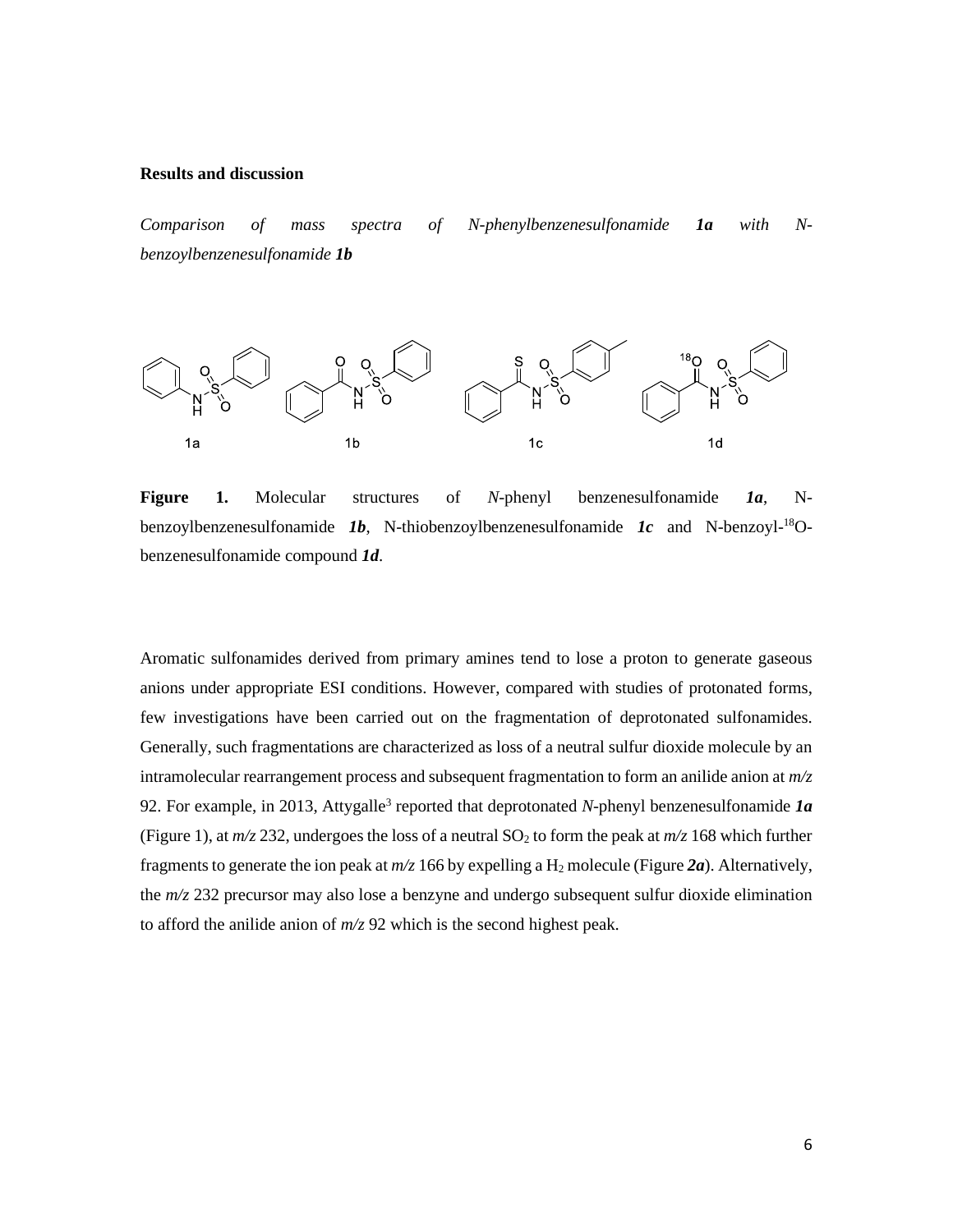**Results and discussion**

*Comparison of mass spectra of N-phenylbenzenesulfonamide **1a** with N-benzoylbenzenesulfonamide **1b***

**Figure 1.** Molecular structures of *N*-phenyl benzenesulfonamide ***1a***, N-benzoylbenzenesulfonamide ***1b***, N-thiobenzoylbenzenesulfonamide ***1c*** and N-benzoyl-$^{18}$O-benzenesulfonamide compound ***1d***.

Aromatic sulfonamides derived from primary amines tend to lose a proton to generate gaseous anions under appropriate ESI conditions. However, compared with studies of protonated forms, few investigations have been carried out on the fragmentation of deprotonated sulfonamides. Generally, such fragmentations are characterized as loss of a neutral sulfur dioxide molecule by an intramolecular rearrangement process and subsequent fragmentation to form an anilide anion at *m/z* 92. For example, in 2013, Attygalle[3] reported that deprotonated *N*-phenyl benzenesulfonamide ***1a*** (Figure 1), at *m/z* 232, undergoes the loss of a neutral $SO_2$ to form the peak at *m/z* 168 which further fragments to generate the ion peak at *m/z* 166 by expelling a $H_2$ molecule (Figure ***2a***). Alternatively, the *m/z* 232 precursor may also lose a benzyne and undergo subsequent sulfur dioxide elimination to afford the anilide anion of *m/z* 92 which is the second highest peak.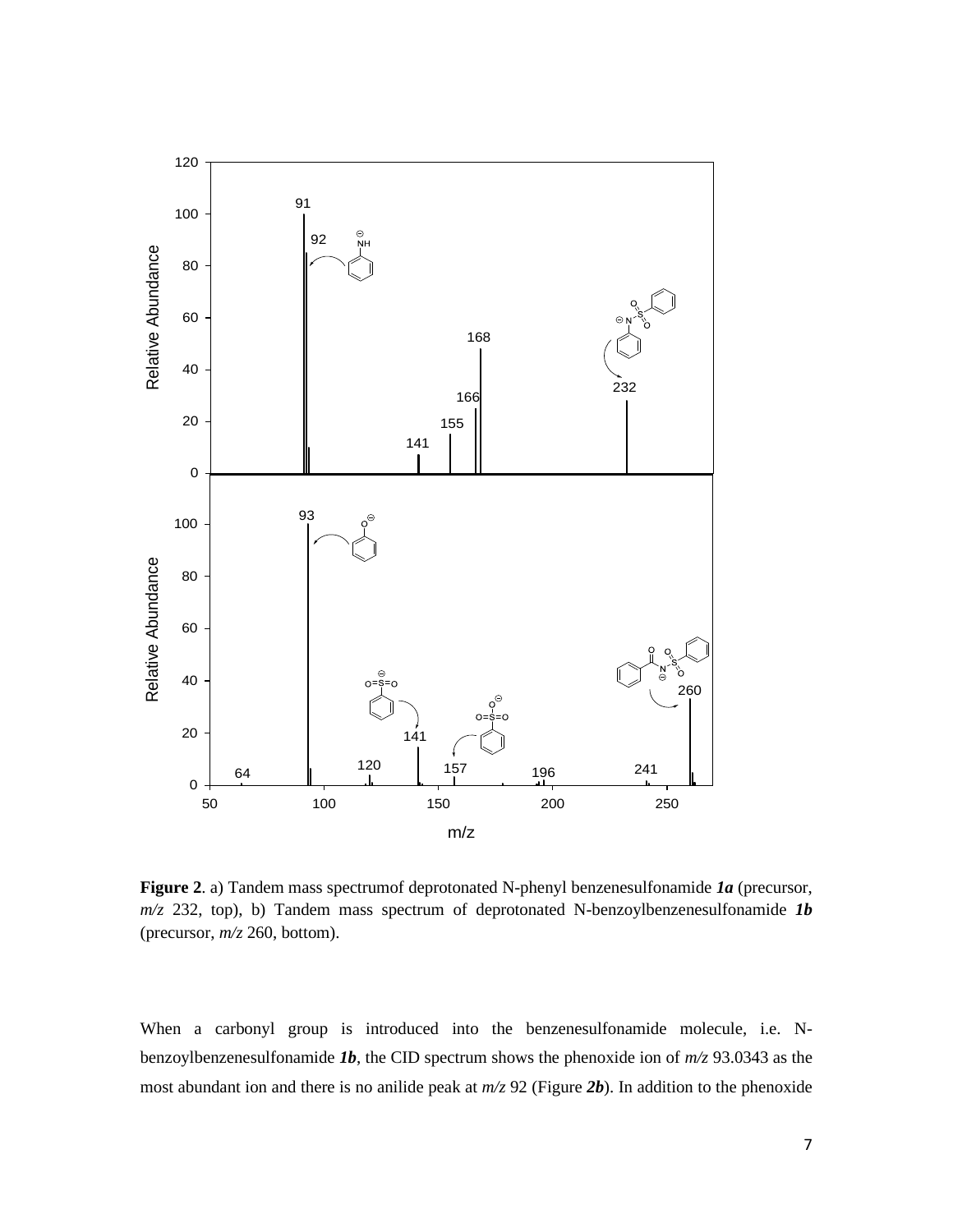**Figure 2**. a) Tandem mass spectrumof deprotonated N-phenyl benzenesulfonamide ***1a*** (precursor, *m/z* 232, top), b) Tandem mass spectrum of deprotonated N-benzoylbenzenesulfonamide ***1b*** (precursor, *m/z* 260, bottom).

When a carbonyl group is introduced into the benzenesulfonamide molecule, i.e. N-benzoylbenzenesulfonamide ***1b***, the CID spectrum shows the phenoxide ion of *m/z* 93.0343 as the most abundant ion and there is no anilide peak at *m/z* 92 (Figure ***2b***). In addition to the phenoxide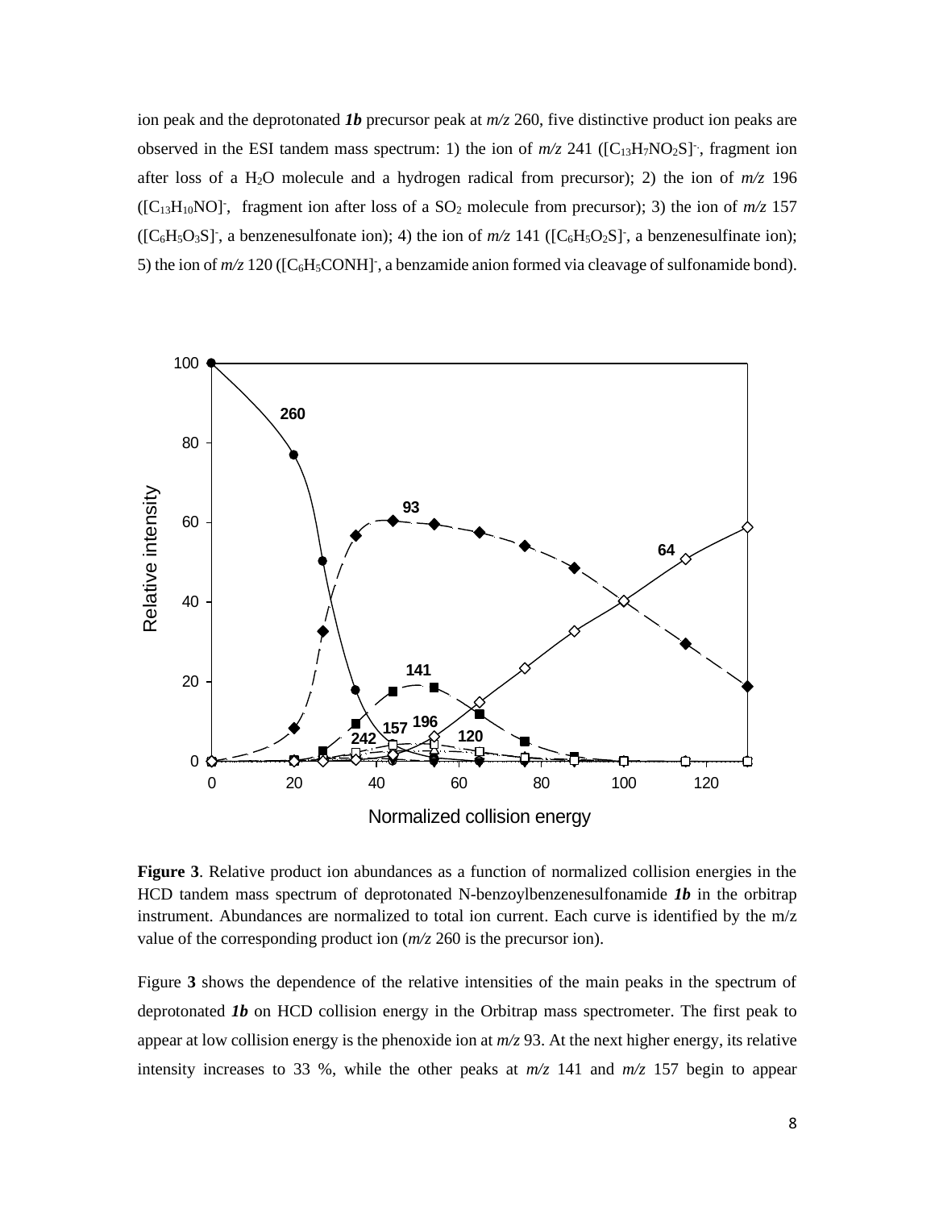ion peak and the deprotonated ***1b*** precursor peak at *m/z* 260, five distinctive product ion peaks are observed in the ESI tandem mass spectrum: 1) the ion of *m/z* 241 ($[C_{13}H_7NO_2S]^{-\cdot}$, fragment ion after loss of a $H_2O$ molecule and a hydrogen radical from precursor); 2) the ion of *m/z* 196 ($[C_{13}H_{10}NO]^-$, fragment ion after loss of a $SO_2$ molecule from precursor); 3) the ion of *m/z* 157 ($[C_6H_5O_3S]^-$, a benzenesulfonate ion); 4) the ion of *m/z* 141 ($[C_6H_5O_2S]^-$, a benzenesulfinate ion); 5) the ion of *m/z* 120 ($[C_6H_5CONH]^-$, a benzamide anion formed via cleavage of sulfonamide bond).

**Figure 3**. Relative product ion abundances as a function of normalized collision energies in the HCD tandem mass spectrum of deprotonated N-benzoylbenzenesulfonamide ***1b*** in the orbitrap instrument. Abundances are normalized to total ion current. Each curve is identified by the m/z value of the corresponding product ion (*m/z* 260 is the precursor ion).

Figure **3** shows the dependence of the relative intensities of the main peaks in the spectrum of deprotonated ***1b*** on HCD collision energy in the Orbitrap mass spectrometer. The first peak to appear at low collision energy is the phenoxide ion at *m/z* 93. At the next higher energy, its relative intensity increases to 33 %, while the other peaks at *m/z* 141 and *m/z* 157 begin to appear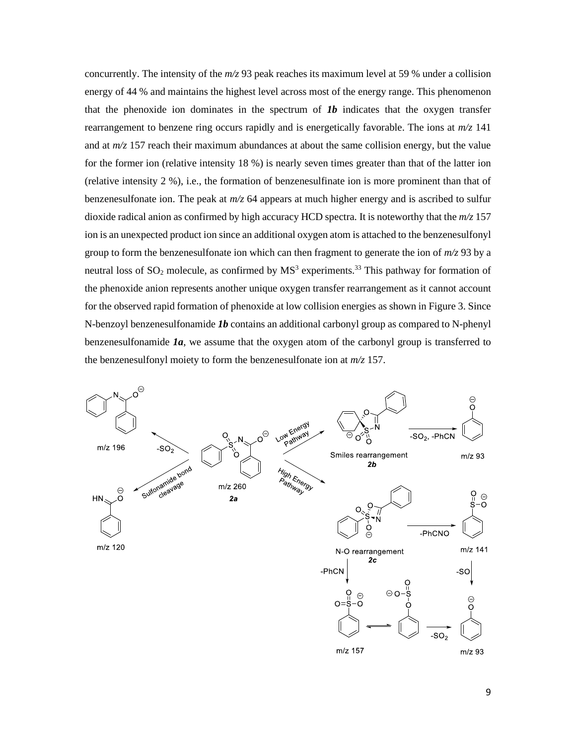concurrently. The intensity of the *m/z* 93 peak reaches its maximum level at 59 % under a collision energy of 44 % and maintains the highest level across most of the energy range. This phenomenon that the phenoxide ion dominates in the spectrum of ***1b*** indicates that the oxygen transfer rearrangement to benzene ring occurs rapidly and is energetically favorable. The ions at *m/z* 141 and at *m/z* 157 reach their maximum abundances at about the same collision energy, but the value for the former ion (relative intensity 18 %) is nearly seven times greater than that of the latter ion (relative intensity 2 %), i.e., the formation of benzenesulfinate ion is more prominent than that of benzenesulfonate ion. The peak at *m/z* 64 appears at much higher energy and is ascribed to sulfur dioxide radical anion as confirmed by high accuracy HCD spectra. It is noteworthy that the *m/z* 157 ion is an unexpected product ion since an additional oxygen atom is attached to the benzenesulfonyl group to form the benzenesulfonate ion which can then fragment to generate the ion of *m/z* 93 by a neutral loss of $SO_2$ molecule, as confirmed by $MS^3$ experiments.[33] This pathway for formation of the phenoxide anion represents another unique oxygen transfer rearrangement as it cannot account for the observed rapid formation of phenoxide at low collision energies as shown in Figure 3. Since N-benzoyl benzenesulfonamide ***1b*** contains an additional carbonyl group as compared to N-phenyl benzenesulfonamide ***1a***, we assume that the oxygen atom of the carbonyl group is transferred to the benzenesulfonyl moiety to form the benzenesulfonate ion at *m/z* 157.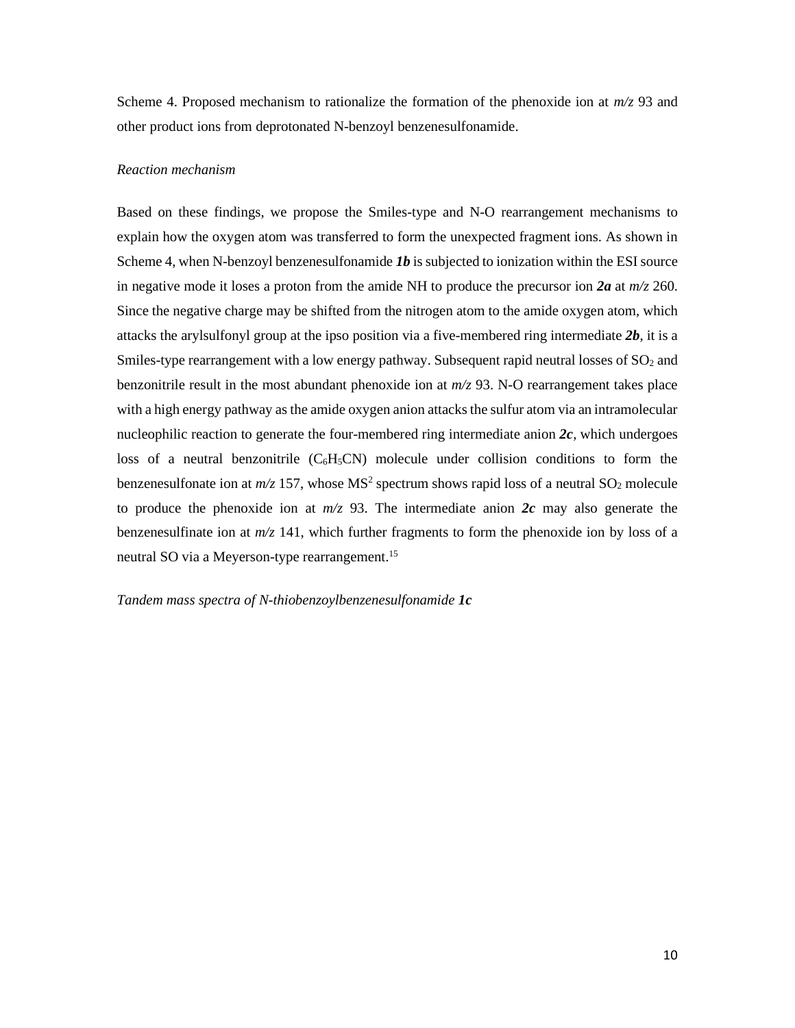Scheme 4. Proposed mechanism to rationalize the formation of the phenoxide ion at *m/z* 93 and other product ions from deprotonated N-benzoyl benzenesulfonamide.

*Reaction mechanism*

Based on these findings, we propose the Smiles-type and N-O rearrangement mechanisms to explain how the oxygen atom was transferred to form the unexpected fragment ions. As shown in Scheme 4, when N-benzoyl benzenesulfonamide ***1b*** is subjected to ionization within the ESI source in negative mode it loses a proton from the amide NH to produce the precursor ion ***2a*** at *m/z* 260. Since the negative charge may be shifted from the nitrogen atom to the amide oxygen atom, which attacks the arylsulfonyl group at the ipso position via a five-membered ring intermediate ***2b***, it is a Smiles-type rearrangement with a low energy pathway. Subsequent rapid neutral losses of $SO_2$ and benzonitrile result in the most abundant phenoxide ion at *m/z* 93. N-O rearrangement takes place with a high energy pathway as the amide oxygen anion attacks the sulfur atom via an intramolecular nucleophilic reaction to generate the four-membered ring intermediate anion ***2c***, which undergoes loss of a neutral benzonitrile ($C_6H_5CN$) molecule under collision conditions to form the benzenesulfonate ion at *m/z* 157, whose $MS^2$ spectrum shows rapid loss of a neutral $SO_2$ molecule to produce the phenoxide ion at *m/z* 93. The intermediate anion ***2c*** may also generate the benzenesulfinate ion at *m/z* 141, which further fragments to form the phenoxide ion by loss of a neutral SO via a Meyerson-type rearrangement.[15]

*Tandem mass spectra of N-thiobenzoylbenzenesulfonamide **1c***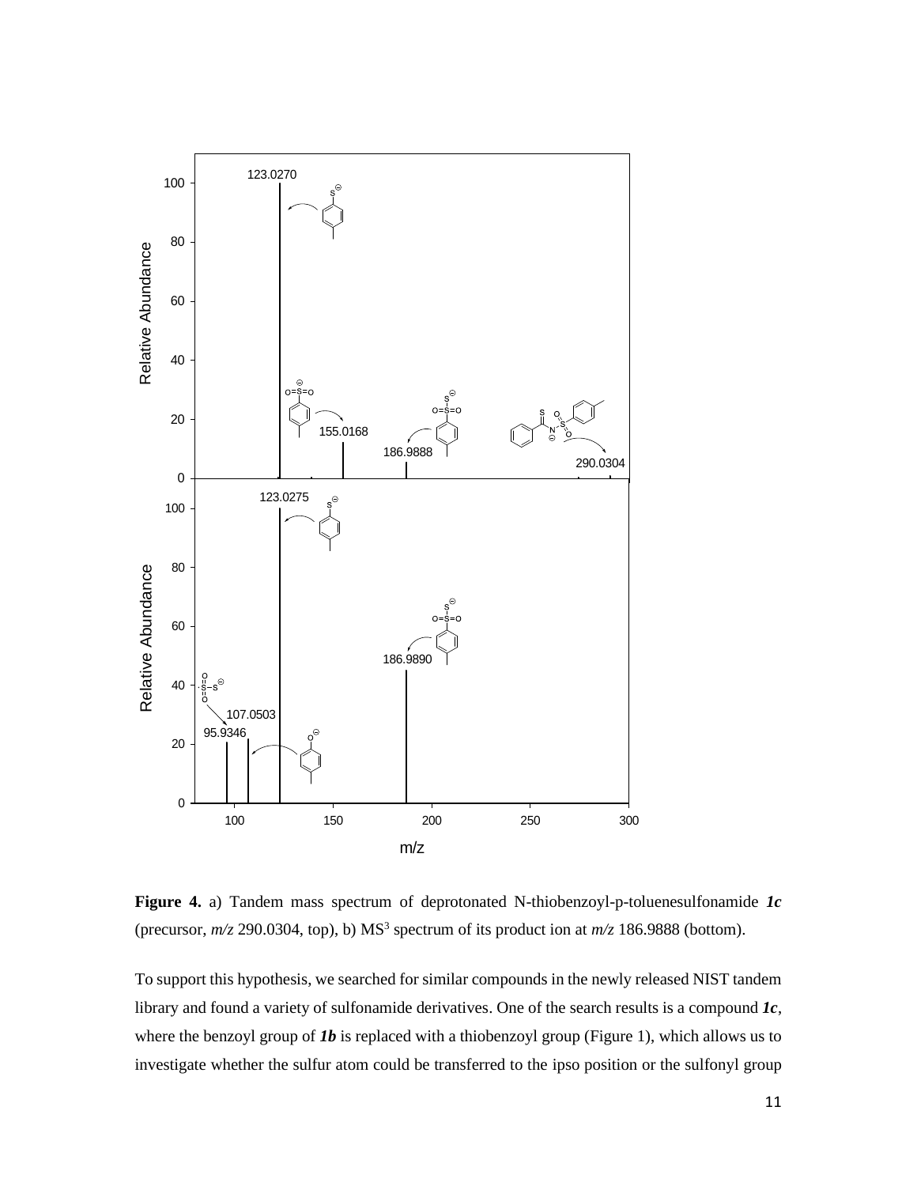**Figure 4.** a) Tandem mass spectrum of deprotonated N-thiobenzoyl-p-toluenesulfonamide ***1c*** (precursor, *m/z* 290.0304, top), b) $MS^3$ spectrum of its product ion at *m/z* 186.9888 (bottom).

To support this hypothesis, we searched for similar compounds in the newly released NIST tandem library and found a variety of sulfonamide derivatives. One of the search results is a compound ***1c***, where the benzoyl group of ***1b*** is replaced with a thiobenzoyl group (Figure 1), which allows us to investigate whether the sulfur atom could be transferred to the ipso position or the sulfonyl group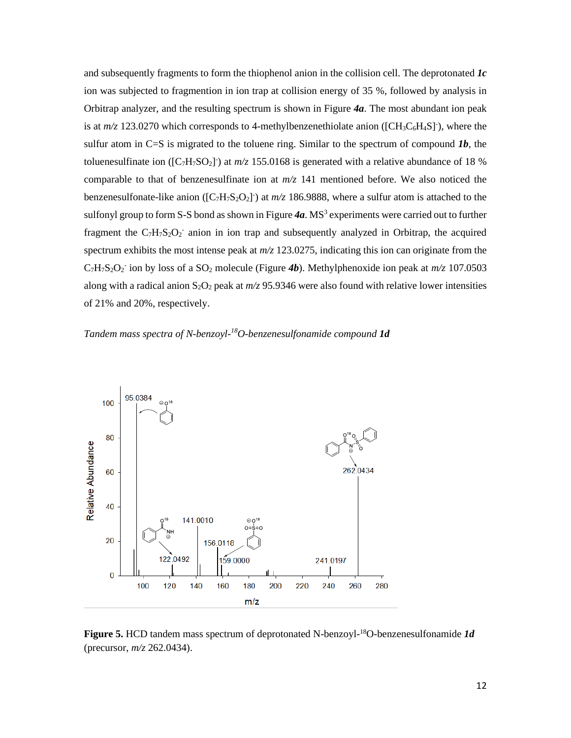and subsequently fragments to form the thiophenol anion in the collision cell. The deprotonated ***1c*** ion was subjected to fragmention in ion trap at collision energy of 35 %, followed by analysis in Orbitrap analyzer, and the resulting spectrum is shown in Figure ***4a***. The most abundant ion peak is at *m/z* 123.0270 which corresponds to 4-methylbenzenethiolate anion ($[CH_3C_6H_4S]^-$), where the sulfur atom in C=S is migrated to the toluene ring. Similar to the spectrum of compound ***1b***, the toluenesulfinate ion ($[C_7H_7SO_2]^-$) at *m/z* 155.0168 is generated with a relative abundance of 18 % comparable to that of benzenesulfinate ion at *m/z* 141 mentioned before. We also noticed the benzenesulfonate-like anion ($[C_7H_7S_2O_2]^-$) at *m/z* 186.9888, where a sulfur atom is attached to the sulfonyl group to form S-S bond as shown in Figure ***4a***. $MS^3$ experiments were carried out to further fragment the $C_7H_7S_2O_2^-$ anion in ion trap and subsequently analyzed in Orbitrap, the acquired spectrum exhibits the most intense peak at *m/z* 123.0275, indicating this ion can originate from the $C_7H_7S_2O_2^-$ ion by loss of a $SO_2$ molecule (Figure ***4b***). Methylphenoxide ion peak at *m/z* 107.0503 along with a radical anion $S_2O_2$ peak at *m/z* 95.9346 were also found with relative lower intensities of 21% and 20%, respectively.

*Tandem mass spectra of N-benzoyl-$^{18}$O-benzenesulfonamide compound **1d***

**Figure 5.** HCD tandem mass spectrum of deprotonated N-benzoyl-$^{18}$O-benzenesulfonamide ***1d*** (precursor, *m/z* 262.0434).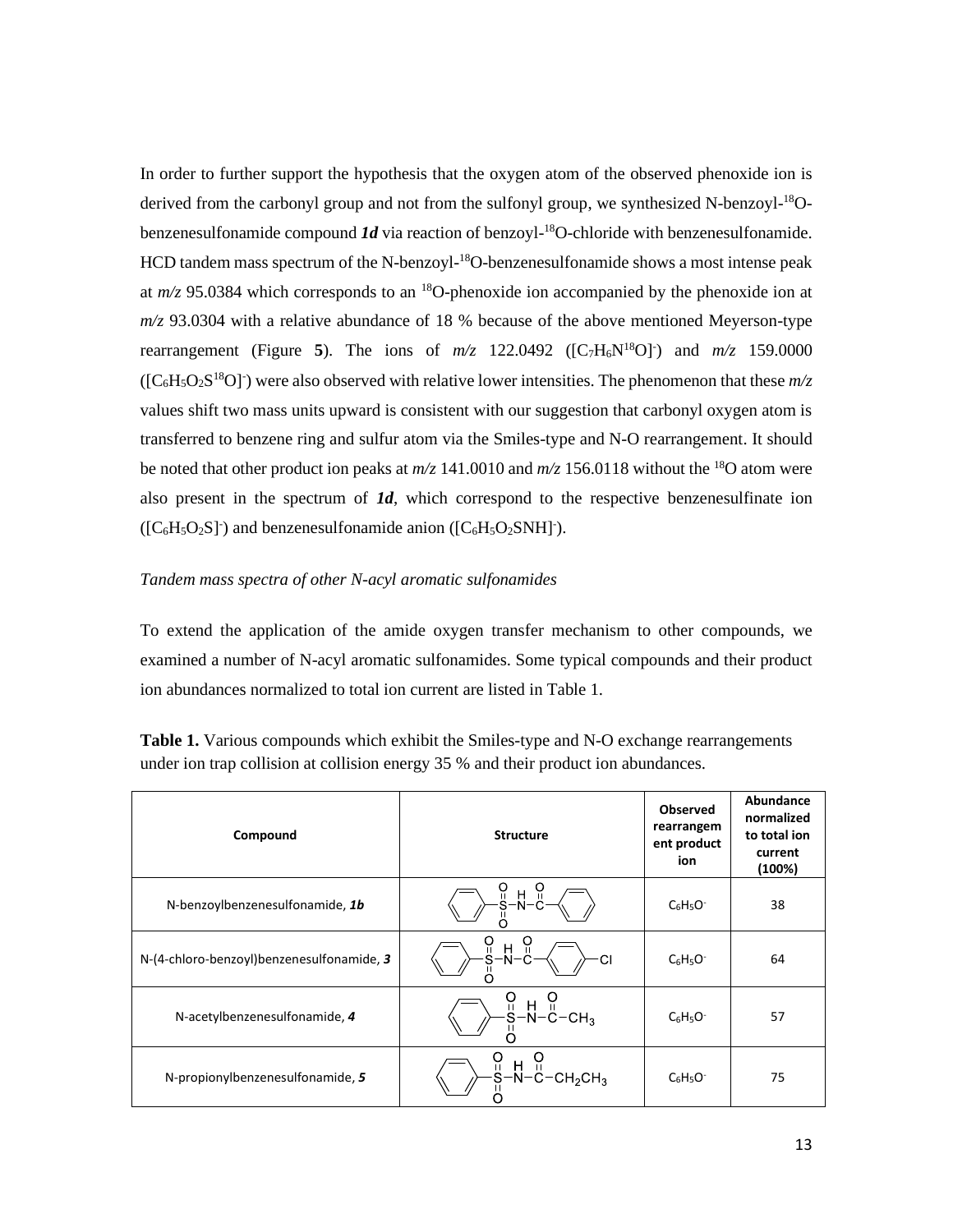In order to further support the hypothesis that the oxygen atom of the observed phenoxide ion is derived from the carbonyl group and not from the sulfonyl group, we synthesized N-benzoyl-$^{18}$O-benzenesulfonamide compound ***1d*** via reaction of benzoyl-$^{18}$O-chloride with benzenesulfonamide. HCD tandem mass spectrum of the N-benzoyl-$^{18}$O-benzenesulfonamide shows a most intense peak at *m/z* 95.0384 which corresponds to an $^{18}$O-phenoxide ion accompanied by the phenoxide ion at *m/z* 93.0304 with a relative abundance of 18 % because of the above mentioned Meyerson-type rearrangement (Figure **5**). The ions of *m/z* 122.0492 ($[C_7H_6N^{18}O]^-$) and *m/z* 159.0000 ($[C_6H_5O_2S^{18}O]^-$) were also observed with relative lower intensities. The phenomenon that these *m/z* values shift two mass units upward is consistent with our suggestion that carbonyl oxygen atom is transferred to benzene ring and sulfur atom via the Smiles-type and N-O rearrangement. It should be noted that other product ion peaks at *m/z* 141.0010 and *m/z* 156.0118 without the $^{18}$O atom were also present in the spectrum of ***1d***, which correspond to the respective benzenesulfinate ion ($[C_6H_5O_2S]^-$) and benzenesulfonamide anion ($[C_6H_5O_2SNH]^-$).

*Tandem mass spectra of other N-acyl aromatic sulfonamides*

To extend the application of the amide oxygen transfer mechanism to other compounds, we examined a number of N-acyl aromatic sulfonamides. Some typical compounds and their product ion abundances normalized to total ion current are listed in Table 1.

**Table 1.** Various compounds which exhibit the Smiles-type and N-O exchange rearrangements under ion trap collision at collision energy 35 % and their product ion abundances.

| Compound | Structure | Observed rearrangement product ion | Abundance normalized to total ion current (100%) |
|---|---|---|---|
| N-benzoylbenzenesulfonamide, ***1b*** | $C_6H_5-SO_2-NH-C(=O)-C_6H_5$ | $C_6H_5O^-$ | 38 |
| N-(4-chloro-benzoyl)benzenesulfonamide, ***3*** | $C_6H_5-SO_2-NH-C(=O)-C_6H_4-Cl$ | $C_6H_5O^-$ | 64 |
| N-acetylbenzenesulfonamide, ***4*** | $C_6H_5-SO_2-NH-C(=O)-CH_3$ | $C_6H_5O^-$ | 57 |
| N-propionylbenzenesulfonamide, ***5*** | $C_6H_5-SO_2-NH-C(=O)-CH_2CH_3$ | $C_6H_5O^-$ | 75 |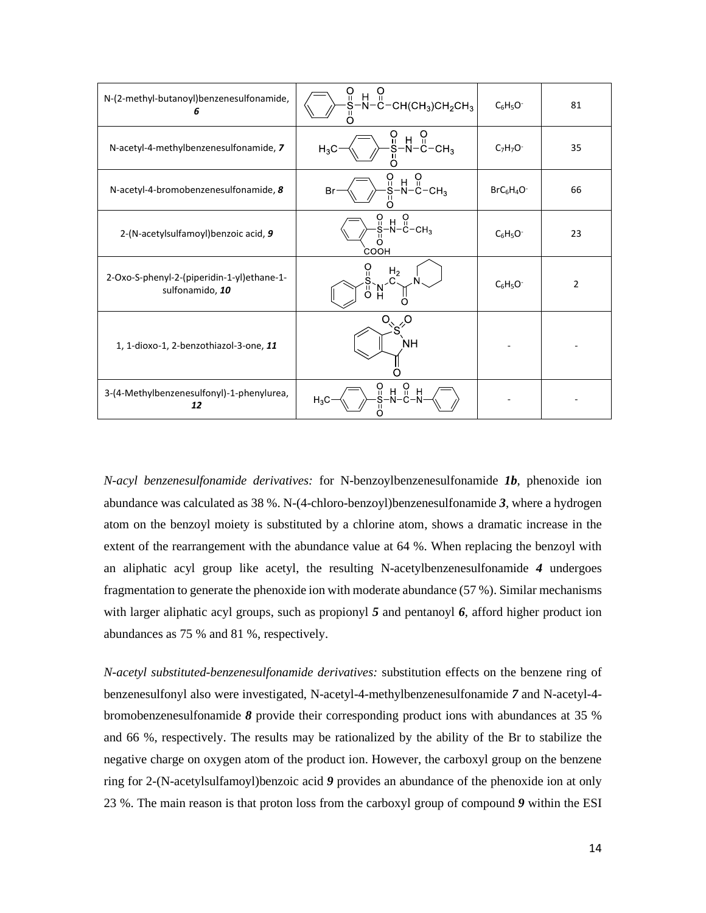| | | | |
|---|---|---|---|
| N-(2-methyl-butanoyl)benzenesulfonamide, ***6*** | $C_6H_5-SO_2-NH-C(=O)-CH(CH_3)CH_2CH_3$ | $C_6H_5O^-$ | 81 |
| N-acetyl-4-methylbenzenesulfonamide, ***7*** | $H_3C-C_6H_4-SO_2-NH-C(=O)-CH_3$ | $C_7H_7O^-$ | 35 |
| N-acetyl-4-bromobenzenesulfonamide, ***8*** | $Br-C_6H_4-SO_2-NH-C(=O)-CH_3$ | $BrC_6H_4O^-$ | 66 |
| 2-(N-acetylsulfamoyl)benzoic acid, ***9*** | $(HOOC)C_6H_4-SO_2-NH-C(=O)-CH_3$ | $C_6H_5O^-$ | 23 |
| 2-Oxo-S-phenyl-2-(piperidin-1-yl)ethane-1-sulfonamido, ***10*** | $C_6H_5-SO_2-NH-CH_2-C(=O)-N(C_5H_{10})$ | $C_6H_5O^-$ | 2 |
| 1, 1-dioxo-1, 2-benzothiazol-3-one, ***11*** | (saccharin structure) | - | - |
| 3-(4-Methylbenzenesulfonyl)-1-phenylurea, ***12*** | $H_3C-C_6H_4-SO_2-NH-C(=O)-NH-C_6H_5$ | - | - |

*N-acyl benzenesulfonamide derivatives:* for N-benzoylbenzenesulfonamide ***1b***, phenoxide ion abundance was calculated as 38 %. N-(4-chloro-benzoyl)benzenesulfonamide ***3***, where a hydrogen atom on the benzoyl moiety is substituted by a chlorine atom, shows a dramatic increase in the extent of the rearrangement with the abundance value at 64 %. When replacing the benzoyl with an aliphatic acyl group like acetyl, the resulting N-acetylbenzenesulfonamide ***4*** undergoes fragmentation to generate the phenoxide ion with moderate abundance (57 %). Similar mechanisms with larger aliphatic acyl groups, such as propionyl ***5*** and pentanoyl ***6***, afford higher product ion abundances as 75 % and 81 %, respectively.

*N-acetyl substituted-benzenesulfonamide derivatives:* substitution effects on the benzene ring of benzenesulfonyl also were investigated, N-acetyl-4-methylbenzenesulfonamide ***7*** and N-acetyl-4-bromobenzenesulfonamide ***8*** provide their corresponding product ions with abundances at 35 % and 66 %, respectively. The results may be rationalized by the ability of the Br to stabilize the negative charge on oxygen atom of the product ion. However, the carboxyl group on the benzene ring for 2-(N-acetylsulfamoyl)benzoic acid ***9*** provides an abundance of the phenoxide ion at only 23 %. The main reason is that proton loss from the carboxyl group of compound ***9*** within the ESI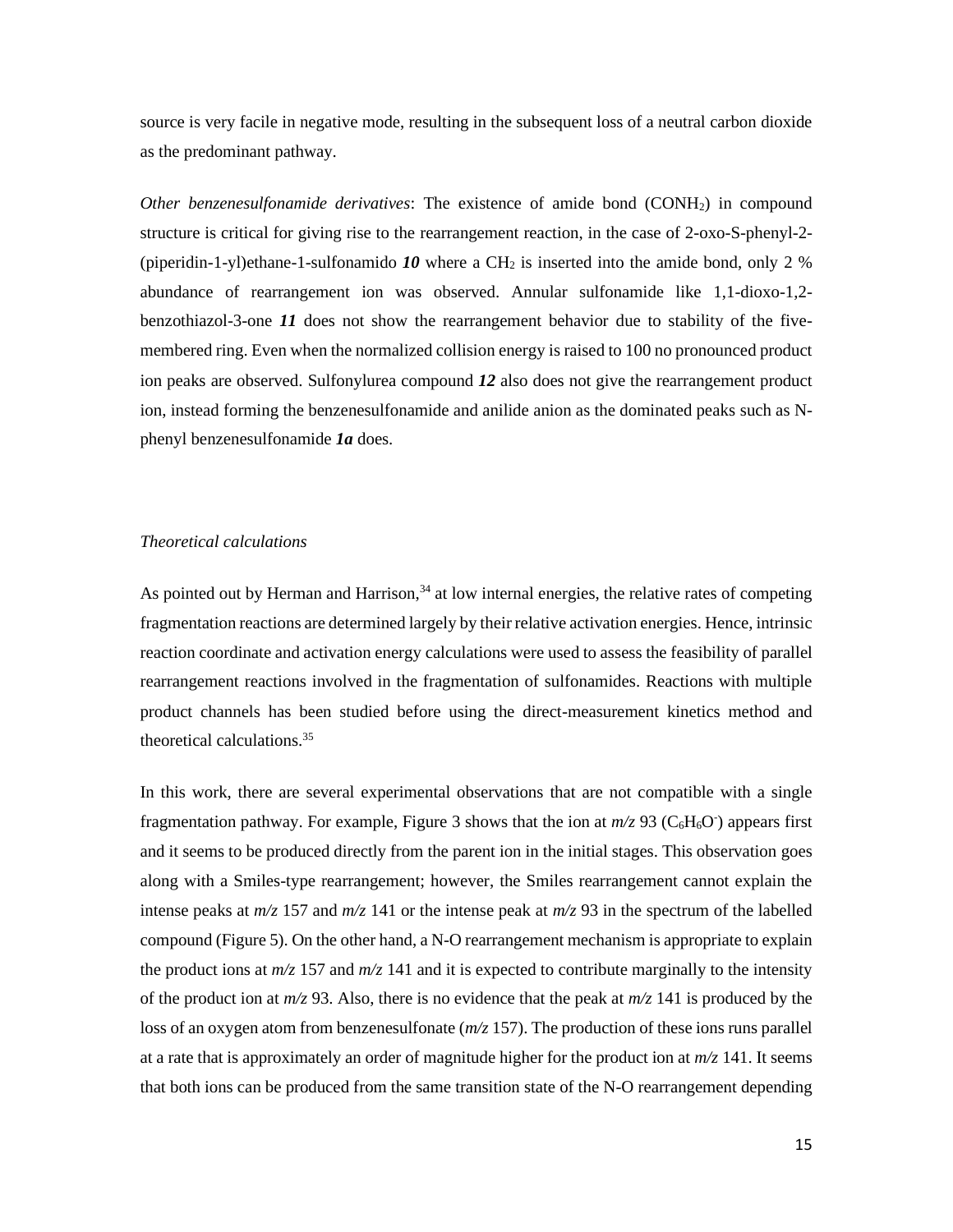source is very facile in negative mode, resulting in the subsequent loss of a neutral carbon dioxide as the predominant pathway.

*Other benzenesulfonamide derivatives*: The existence of amide bond ($CONH_2$) in compound structure is critical for giving rise to the rearrangement reaction, in the case of 2-oxo-S-phenyl-2-(piperidin-1-yl)ethane-1-sulfonamido ***10*** where a $CH_2$ is inserted into the amide bond, only 2 % abundance of rearrangement ion was observed. Annular sulfonamide like 1,1-dioxo-1,2-benzothiazol-3-one ***11*** does not show the rearrangement behavior due to stability of the five-membered ring. Even when the normalized collision energy is raised to 100 no pronounced product ion peaks are observed. Sulfonylurea compound ***12*** also does not give the rearrangement product ion, instead forming the benzenesulfonamide and anilide anion as the dominated peaks such as N-phenyl benzenesulfonamide ***1a*** does.

*Theoretical calculations*

As pointed out by Herman and Harrison,[34] at low internal energies, the relative rates of competing fragmentation reactions are determined largely by their relative activation energies. Hence, intrinsic reaction coordinate and activation energy calculations were used to assess the feasibility of parallel rearrangement reactions involved in the fragmentation of sulfonamides. Reactions with multiple product channels has been studied before using the direct-measurement kinetics method and theoretical calculations.[35]

In this work, there are several experimental observations that are not compatible with a single fragmentation pathway. For example, Figure 3 shows that the ion at *m/z* 93 ($C_6H_6O^-$) appears first and it seems to be produced directly from the parent ion in the initial stages. This observation goes along with a Smiles-type rearrangement; however, the Smiles rearrangement cannot explain the intense peaks at *m/z* 157 and *m/z* 141 or the intense peak at *m/z* 93 in the spectrum of the labelled compound (Figure 5). On the other hand, a N-O rearrangement mechanism is appropriate to explain the product ions at *m/z* 157 and *m/z* 141 and it is expected to contribute marginally to the intensity of the product ion at *m/z* 93. Also, there is no evidence that the peak at *m/z* 141 is produced by the loss of an oxygen atom from benzenesulfonate (*m/z* 157). The production of these ions runs parallel at a rate that is approximately an order of magnitude higher for the product ion at *m/z* 141. It seems that both ions can be produced from the same transition state of the N-O rearrangement depending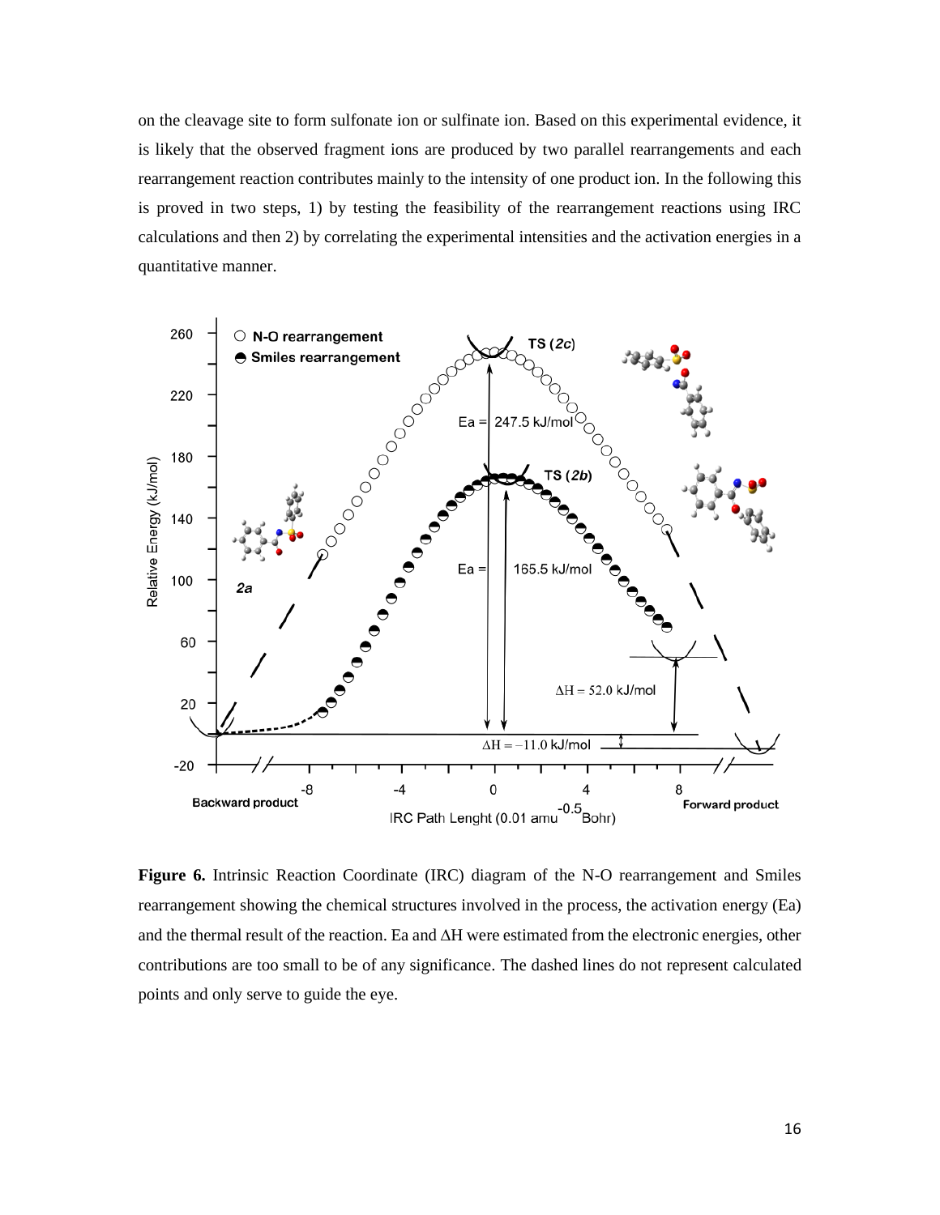on the cleavage site to form sulfonate ion or sulfinate ion. Based on this experimental evidence, it is likely that the observed fragment ions are produced by two parallel rearrangements and each rearrangement reaction contributes mainly to the intensity of one product ion. In the following this is proved in two steps, 1) by testing the feasibility of the rearrangement reactions using IRC calculations and then 2) by correlating the experimental intensities and the activation energies in a quantitative manner.

**Figure 6.** Intrinsic Reaction Coordinate (IRC) diagram of the N-O rearrangement and Smiles rearrangement showing the chemical structures involved in the process, the activation energy (Ea) and the thermal result of the reaction. Ea and ΔH were estimated from the electronic energies, other contributions are too small to be of any significance. The dashed lines do not represent calculated points and only serve to guide the eye.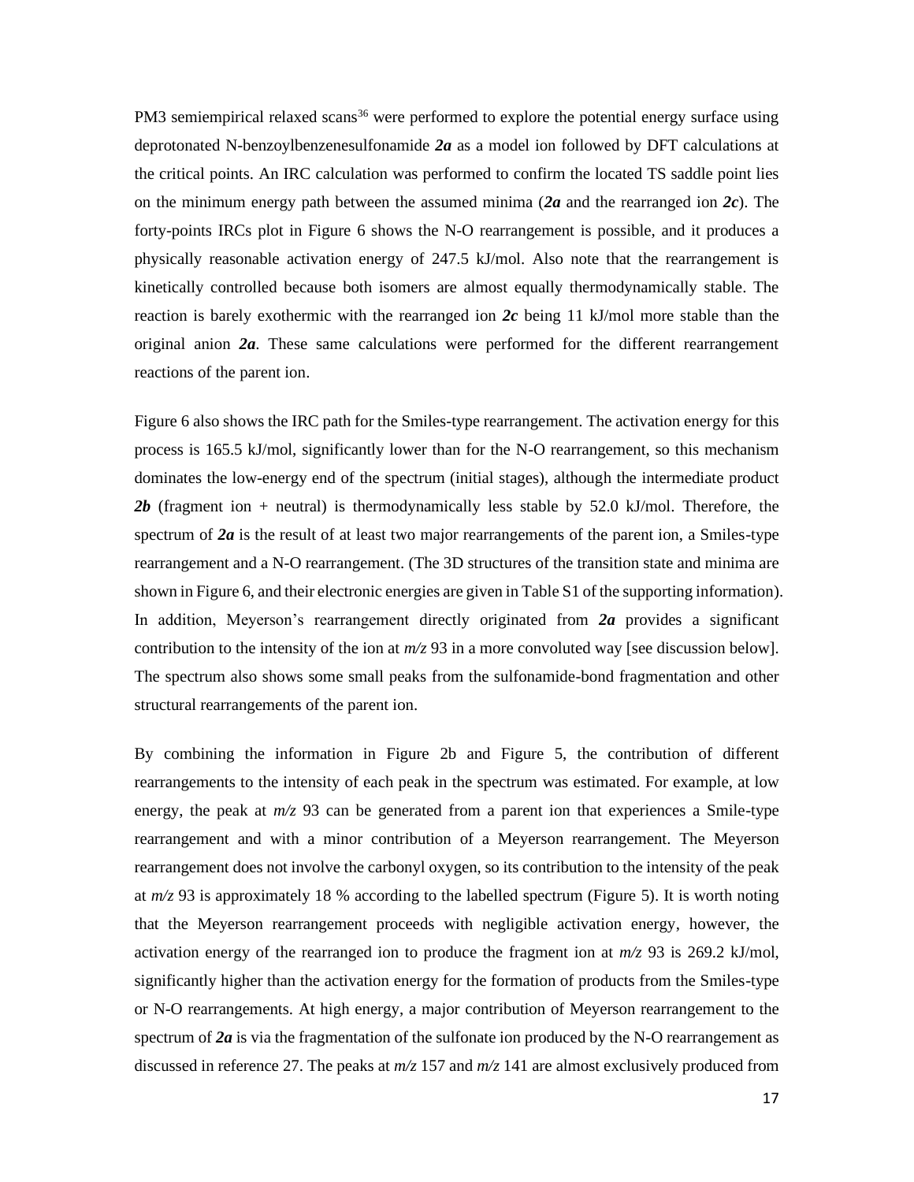PM3 semiempirical relaxed scans[36] were performed to explore the potential energy surface using deprotonated N-benzoylbenzenesulfonamide ***2a*** as a model ion followed by DFT calculations at the critical points. An IRC calculation was performed to confirm the located TS saddle point lies on the minimum energy path between the assumed minima (***2a*** and the rearranged ion ***2c***). The forty-points IRCs plot in Figure 6 shows the N-O rearrangement is possible, and it produces a physically reasonable activation energy of 247.5 kJ/mol. Also note that the rearrangement is kinetically controlled because both isomers are almost equally thermodynamically stable. The reaction is barely exothermic with the rearranged ion ***2c*** being 11 kJ/mol more stable than the original anion ***2a***. These same calculations were performed for the different rearrangement reactions of the parent ion.

Figure 6 also shows the IRC path for the Smiles-type rearrangement. The activation energy for this process is 165.5 kJ/mol, significantly lower than for the N-O rearrangement, so this mechanism dominates the low-energy end of the spectrum (initial stages), although the intermediate product ***2b*** (fragment ion + neutral) is thermodynamically less stable by 52.0 kJ/mol. Therefore, the spectrum of ***2a*** is the result of at least two major rearrangements of the parent ion, a Smiles-type rearrangement and a N-O rearrangement. (The 3D structures of the transition state and minima are shown in Figure 6, and their electronic energies are given in Table S1 of the supporting information). In addition, Meyerson's rearrangement directly originated from ***2a*** provides a significant contribution to the intensity of the ion at *m/z* 93 in a more convoluted way [see discussion below]. The spectrum also shows some small peaks from the sulfonamide-bond fragmentation and other structural rearrangements of the parent ion.

By combining the information in Figure 2b and Figure 5, the contribution of different rearrangements to the intensity of each peak in the spectrum was estimated. For example, at low energy, the peak at *m/z* 93 can be generated from a parent ion that experiences a Smile-type rearrangement and with a minor contribution of a Meyerson rearrangement. The Meyerson rearrangement does not involve the carbonyl oxygen, so its contribution to the intensity of the peak at *m/z* 93 is approximately 18 % according to the labelled spectrum (Figure 5). It is worth noting that the Meyerson rearrangement proceeds with negligible activation energy, however, the activation energy of the rearranged ion to produce the fragment ion at *m/z* 93 is 269.2 kJ/mol, significantly higher than the activation energy for the formation of products from the Smiles-type or N-O rearrangements. At high energy, a major contribution of Meyerson rearrangement to the spectrum of ***2a*** is via the fragmentation of the sulfonate ion produced by the N-O rearrangement as discussed in reference 27. The peaks at *m/z* 157 and *m/z* 141 are almost exclusively produced from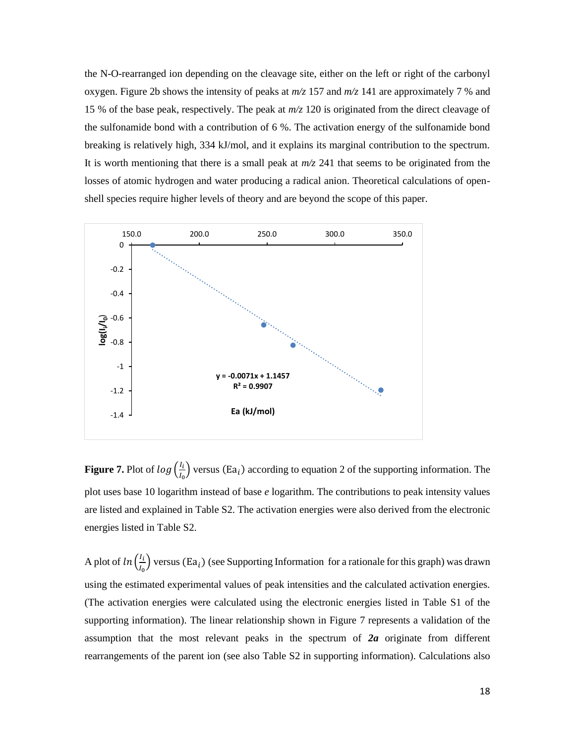the N-O-rearranged ion depending on the cleavage site, either on the left or right of the carbonyl oxygen. Figure 2b shows the intensity of peaks at *m/z* 157 and *m/z* 141 are approximately 7 % and 15 % of the base peak, respectively. The peak at *m/z* 120 is originated from the direct cleavage of the sulfonamide bond with a contribution of 6 %. The activation energy of the sulfonamide bond breaking is relatively high, 334 kJ/mol, and it explains its marginal contribution to the spectrum. It is worth mentioning that there is a small peak at *m/z* 241 that seems to be originated from the losses of atomic hydrogen and water producing a radical anion. Theoretical calculations of open-shell species require higher levels of theory and are beyond the scope of this paper.

**Figure 7.** Plot of $log\left(\frac{I_i}{I_0}\right)$ versus ($\text{Ea}_i$) according to equation 2 of the supporting information. The plot uses base 10 logarithm instead of base *e* logarithm. The contributions to peak intensity values are listed and explained in Table S2. The activation energies were also derived from the electronic energies listed in Table S2.

A plot of $ln\left(\frac{I_i}{I_0}\right)$ versus ($\text{Ea}_i$) (see Supporting Information for a rationale for this graph) was drawn using the estimated experimental values of peak intensities and the calculated activation energies. (The activation energies were calculated using the electronic energies listed in Table S1 of the supporting information). The linear relationship shown in Figure 7 represents a validation of the assumption that the most relevant peaks in the spectrum of ***2a*** originate from different rearrangements of the parent ion (see also Table S2 in supporting information). Calculations also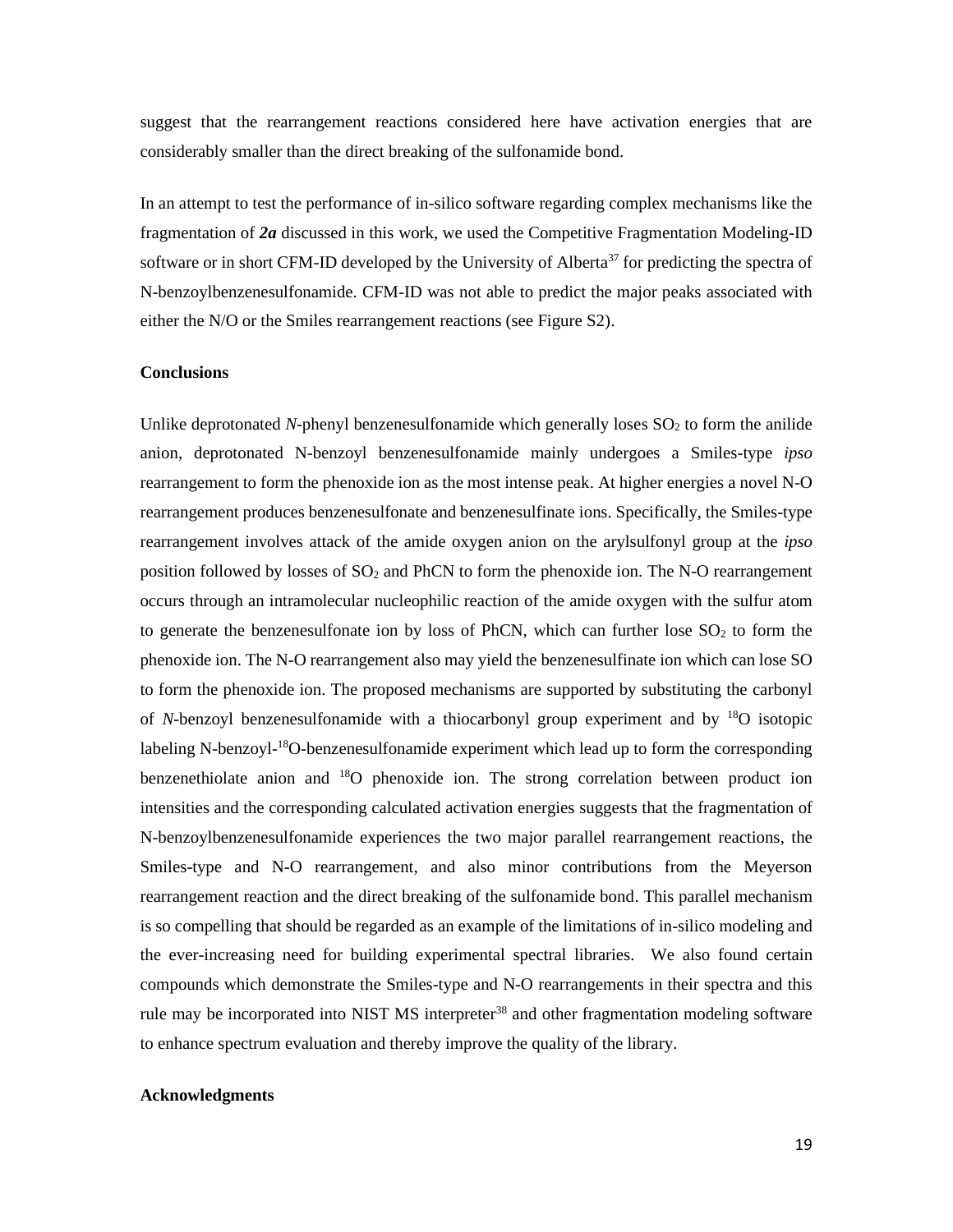suggest that the rearrangement reactions considered here have activation energies that are considerably smaller than the direct breaking of the sulfonamide bond.

In an attempt to test the performance of in-silico software regarding complex mechanisms like the fragmentation of ***2a*** discussed in this work, we used the Competitive Fragmentation Modeling-ID software or in short CFM-ID developed by the University of Alberta[37] for predicting the spectra of N-benzoylbenzenesulfonamide. CFM-ID was not able to predict the major peaks associated with either the N/O or the Smiles rearrangement reactions (see Figure S2).

### Conclusions

Unlike deprotonated *N*-phenyl benzenesulfonamide which generally loses $SO_2$ to form the anilide anion, deprotonated N-benzoyl benzenesulfonamide mainly undergoes a Smiles-type *ipso* rearrangement to form the phenoxide ion as the most intense peak. At higher energies a novel N-O rearrangement produces benzenesulfonate and benzenesulfinate ions. Specifically, the Smiles-type rearrangement involves attack of the amide oxygen anion on the arylsulfonyl group at the *ipso* position followed by losses of $SO_2$ and PhCN to form the phenoxide ion. The N-O rearrangement occurs through an intramolecular nucleophilic reaction of the amide oxygen with the sulfur atom to generate the benzenesulfonate ion by loss of PhCN, which can further lose $SO_2$ to form the phenoxide ion. The N-O rearrangement also may yield the benzenesulfinate ion which can lose SO to form the phenoxide ion. The proposed mechanisms are supported by substituting the carbonyl of *N*-benzoyl benzenesulfonamide with a thiocarbonyl group experiment and by $^{18}O$ isotopic labeling N-benzoyl-$^{18}O$-benzenesulfonamide experiment which lead up to form the corresponding benzenethiolate anion and $^{18}O$ phenoxide ion. The strong correlation between product ion intensities and the corresponding calculated activation energies suggests that the fragmentation of N-benzoylbenzenesulfonamide experiences the two major parallel rearrangement reactions, the Smiles-type and N-O rearrangement, and also minor contributions from the Meyerson rearrangement reaction and the direct breaking of the sulfonamide bond. This parallel mechanism is so compelling that should be regarded as an example of the limitations of in-silico modeling and the ever-increasing need for building experimental spectral libraries. We also found certain compounds which demonstrate the Smiles-type and N-O rearrangements in their spectra and this rule may be incorporated into NIST MS interpreter[38] and other fragmentation modeling software to enhance spectrum evaluation and thereby improve the quality of the library.

### Acknowledgments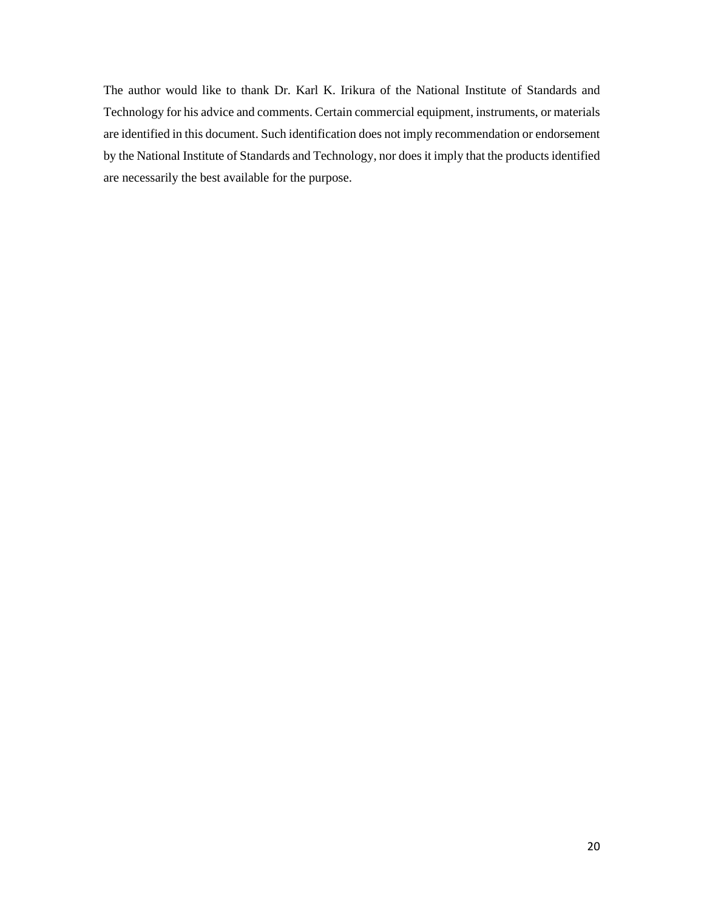The author would like to thank Dr. Karl K. Irikura of the National Institute of Standards and Technology for his advice and comments. Certain commercial equipment, instruments, or materials are identified in this document. Such identification does not imply recommendation or endorsement by the National Institute of Standards and Technology, nor does it imply that the products identified are necessarily the best available for the purpose.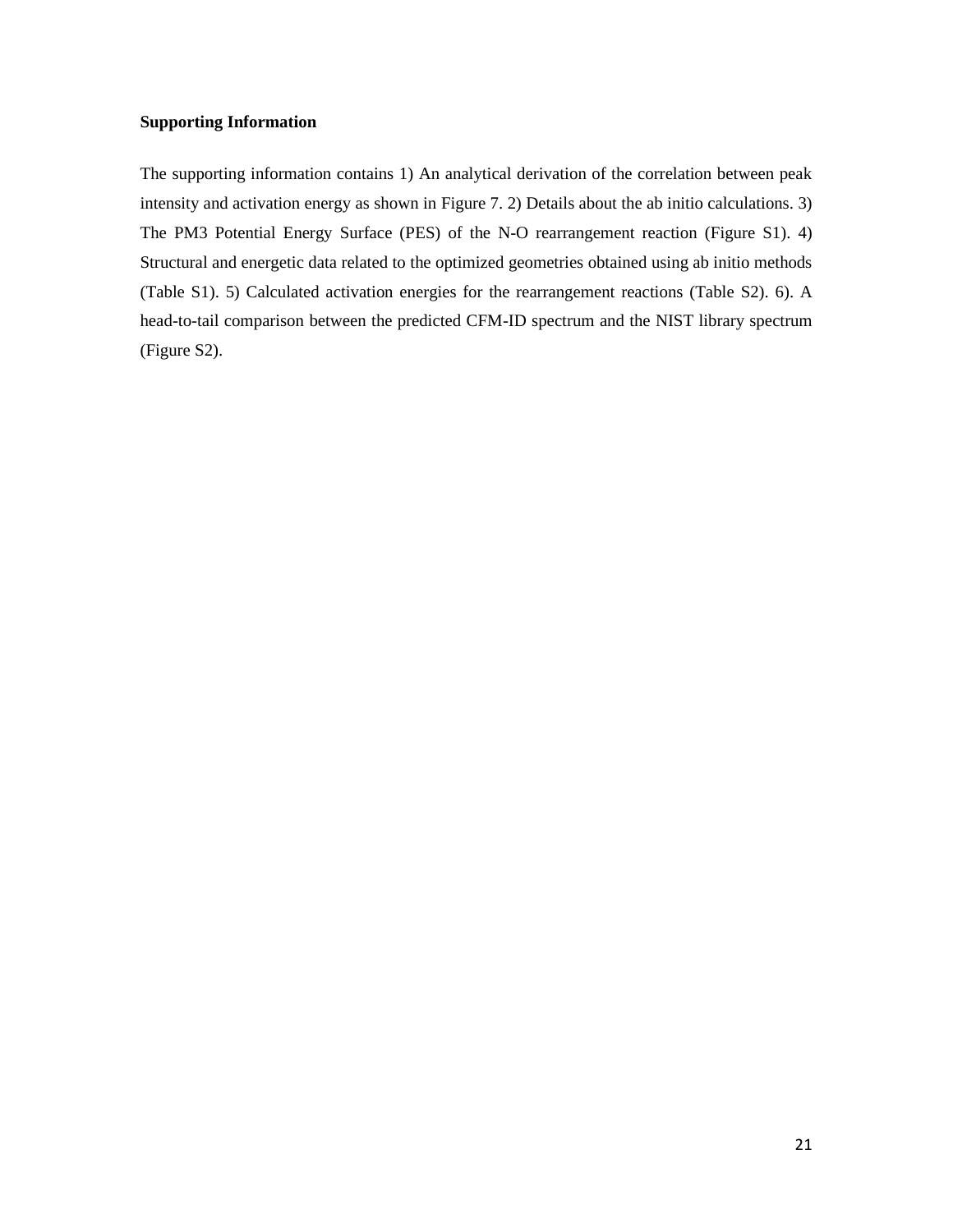**Supporting Information**

The supporting information contains 1) An analytical derivation of the correlation between peak intensity and activation energy as shown in Figure 7. 2) Details about the ab initio calculations. 3) The PM3 Potential Energy Surface (PES) of the N-O rearrangement reaction (Figure S1). 4) Structural and energetic data related to the optimized geometries obtained using ab initio methods (Table S1). 5) Calculated activation energies for the rearrangement reactions (Table S2). 6). A head-to-tail comparison between the predicted CFM-ID spectrum and the NIST library spectrum (Figure S2).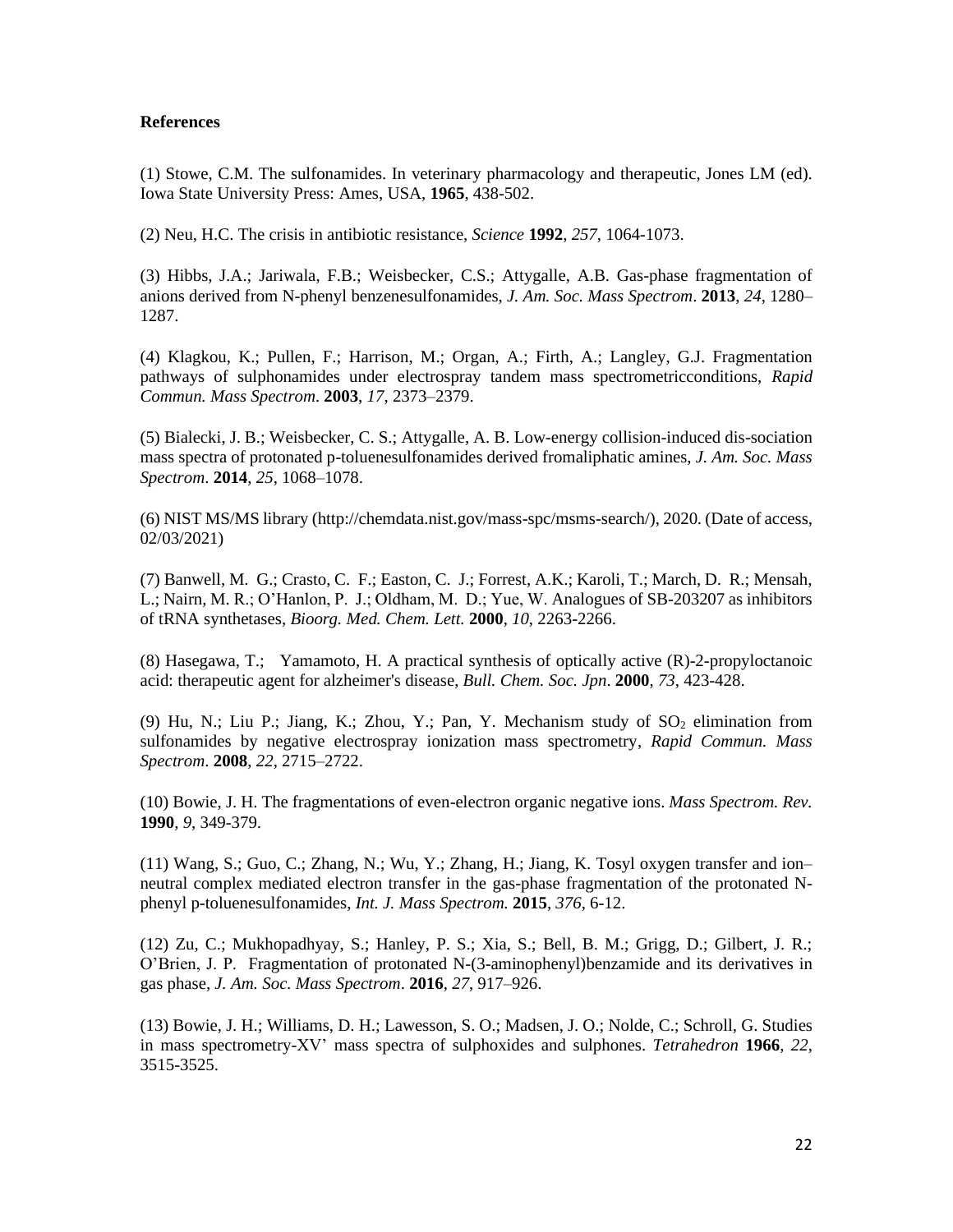**References**

(1) Stowe, C.M. The sulfonamides. In veterinary pharmacology and therapeutic, Jones LM (ed). Iowa State University Press: Ames, USA, **1965**, 438-502.

(2) Neu, H.C. The crisis in antibiotic resistance, *Science* **1992**, *257*, 1064-1073.

(3) Hibbs, J.A.; Jariwala, F.B.; Weisbecker, C.S.; Attygalle, A.B. Gas-phase fragmentation of anions derived from N-phenyl benzenesulfonamides, *J. Am. Soc. Mass Spectrom*. **2013**, *24*, 1280–1287.

(4) Klagkou, K.; Pullen, F.; Harrison, M.; Organ, A.; Firth, A.; Langley, G.J. Fragmentation pathways of sulphonamides under electrospray tandem mass spectrometricconditions, *Rapid Commun. Mass Spectrom*. **2003**, *17*, 2373–2379.

(5) Bialecki, J. B.; Weisbecker, C. S.; Attygalle, A. B. Low-energy collision-induced dis-sociation mass spectra of protonated p-toluenesulfonamides derived fromaliphatic amines, *J. Am. Soc. Mass Spectrom*. **2014**, *25*, 1068–1078.

(6) NIST MS/MS library (http://chemdata.nist.gov/mass-spc/msms-search/), 2020. (Date of access, 02/03/2021)

(7) Banwell, M. G.; Crasto, C. F.; Easton, C. J.; Forrest, A.K.; Karoli, T.; March, D. R.; Mensah, L.; Nairn, M. R.; O'Hanlon, P. J.; Oldham, M. D.; Yue, W. Analogues of SB-203207 as inhibitors of tRNA synthetases, *Bioorg. Med. Chem. Lett.* **2000**, *10*, 2263-2266.

(8) Hasegawa, T.; Yamamoto, H. A practical synthesis of optically active (R)-2-propyloctanoic acid: therapeutic agent for alzheimer's disease, *Bull. Chem. Soc. Jpn*. **2000**, *73*, 423-428.

(9) Hu, N.; Liu P.; Jiang, K.; Zhou, Y.; Pan, Y. Mechanism study of $SO_2$ elimination from sulfonamides by negative electrospray ionization mass spectrometry, *Rapid Commun. Mass Spectrom*. **2008**, *22*, 2715–2722.

(10) Bowie, J. H. The fragmentations of even-electron organic negative ions. *Mass Spectrom. Rev.* **1990**, *9*, 349-379.

(11) Wang, S.; Guo, C.; Zhang, N.; Wu, Y.; Zhang, H.; Jiang, K. Tosyl oxygen transfer and ion–neutral complex mediated electron transfer in the gas-phase fragmentation of the protonated N-phenyl p-toluenesulfonamides, *Int. J. Mass Spectrom.* **2015**, *376*, 6-12.

(12) Zu, C.; Mukhopadhyay, S.; Hanley, P. S.; Xia, S.; Bell, B. M.; Grigg, D.; Gilbert, J. R.; O'Brien, J. P. Fragmentation of protonated N-(3-aminophenyl)benzamide and its derivatives in gas phase, *J. Am. Soc. Mass Spectrom*. **2016**, *27*, 917–926.

(13) Bowie, J. H.; Williams, D. H.; Lawesson, S. O.; Madsen, J. O.; Nolde, C.; Schroll, G. Studies in mass spectrometry-XV' mass spectra of sulphoxides and sulphones. *Tetrahedron* **1966**, *22*, 3515-3525.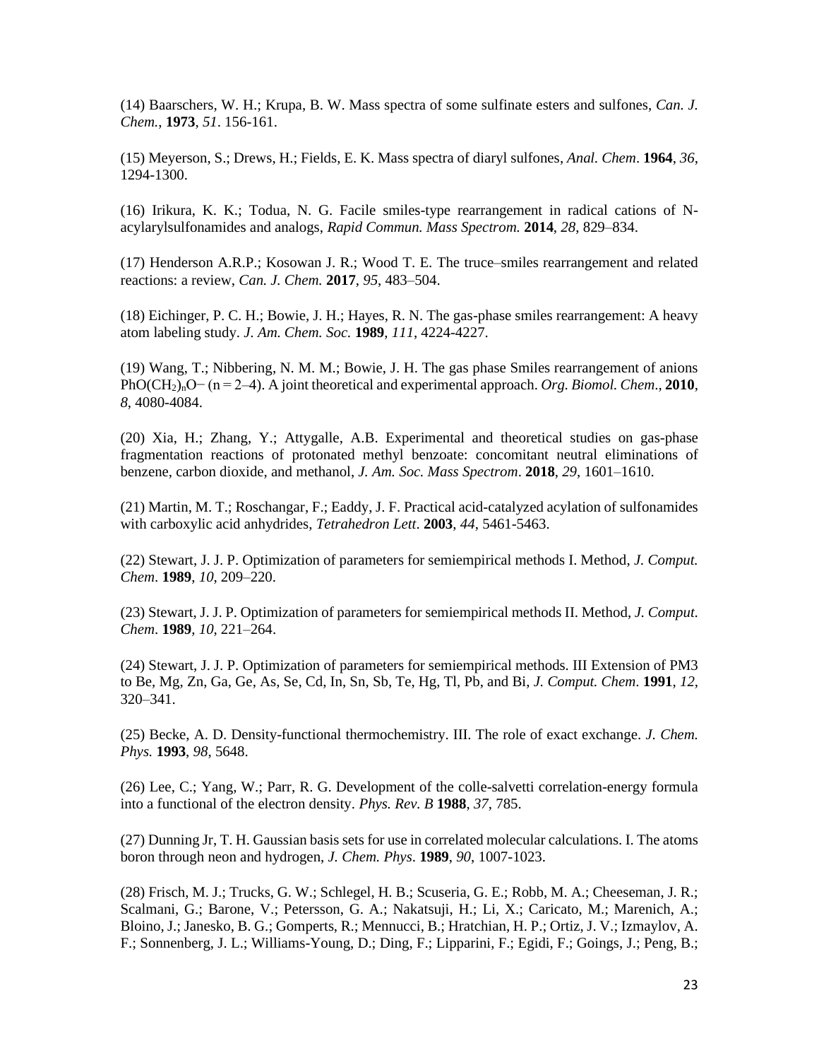(14) Baarschers, W. H.; Krupa, B. W. Mass spectra of some sulfinate esters and sulfones, *Can. J. Chem.*, **1973**, *51*. 156-161.

(15) Meyerson, S.; Drews, H.; Fields, E. K. Mass spectra of diaryl sulfones, *Anal. Chem*. **1964**, *36*, 1294-1300.

(16) Irikura, K. K.; Todua, N. G. Facile smiles-type rearrangement in radical cations of N-acylarylsulfonamides and analogs, *Rapid Commun. Mass Spectrom.* **2014**, *28*, 829–834.

(17) Henderson A.R.P.; Kosowan J. R.; Wood T. E. The truce–smiles rearrangement and related reactions: a review, *Can. J. Chem.* **2017**, *95*, 483–504.

(18) Eichinger, P. C. H.; Bowie, J. H.; Hayes, R. N. The gas-phase smiles rearrangement: A heavy atom labeling study. *J. Am. Chem. Soc.* **1989**, *111*, 4224-4227.

(19) Wang, T.; Nibbering, N. M. M.; Bowie, J. H. The gas phase Smiles rearrangement of anions $PhO(CH_2)_nO^-$ (n = 2–4). A joint theoretical and experimental approach. *Org. Biomol. Chem*., **2010**, *8*, 4080-4084.

(20) Xia, H.; Zhang, Y.; Attygalle, A.B. Experimental and theoretical studies on gas-phase fragmentation reactions of protonated methyl benzoate: concomitant neutral eliminations of benzene, carbon dioxide, and methanol, *J. Am. Soc. Mass Spectrom*. **2018**, *29*, 1601–1610.

(21) Martin, M. T.; Roschangar, F.; Eaddy, J. F. Practical acid-catalyzed acylation of sulfonamides with carboxylic acid anhydrides, *Tetrahedron Lett*. **2003**, *44*, 5461-5463.

(22) Stewart, J. J. P. Optimization of parameters for semiempirical methods I. Method, *J. Comput. Chem*. **1989**, *10*, 209–220.

(23) Stewart, J. J. P. Optimization of parameters for semiempirical methods II. Method, *J. Comput. Chem*. **1989**, *10*, 221–264.

(24) Stewart, J. J. P. Optimization of parameters for semiempirical methods. III Extension of PM3 to Be, Mg, Zn, Ga, Ge, As, Se, Cd, In, Sn, Sb, Te, Hg, Tl, Pb, and Bi, *J. Comput. Chem*. **1991**, *12*, 320–341.

(25) Becke, A. D. Density-functional thermochemistry. III. The role of exact exchange. *J. Chem. Phys.* **1993**, *98*, 5648.

(26) Lee, C.; Yang, W.; Parr, R. G. Development of the colle-salvetti correlation-energy formula into a functional of the electron density. *Phys. Rev. B* **1988**, *37*, 785.

(27) Dunning Jr, T. H. Gaussian basis sets for use in correlated molecular calculations. I. The atoms boron through neon and hydrogen, *J. Chem. Phys*. **1989**, *90*, 1007-1023.

(28) Frisch, M. J.; Trucks, G. W.; Schlegel, H. B.; Scuseria, G. E.; Robb, M. A.; Cheeseman, J. R.; Scalmani, G.; Barone, V.; Petersson, G. A.; Nakatsuji, H.; Li, X.; Caricato, M.; Marenich, A.; Bloino, J.; Janesko, B. G.; Gomperts, R.; Mennucci, B.; Hratchian, H. P.; Ortiz, J. V.; Izmaylov, A. F.; Sonnenberg, J. L.; Williams-Young, D.; Ding, F.; Lipparini, F.; Egidi, F.; Goings, J.; Peng, B.;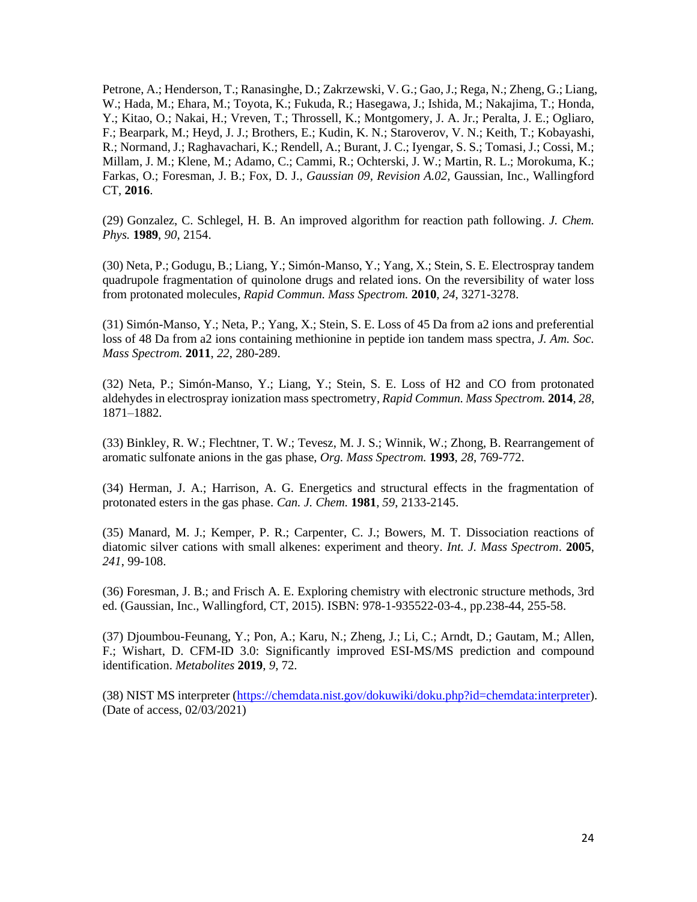Petrone, A.; Henderson, T.; Ranasinghe, D.; Zakrzewski, V. G.; Gao, J.; Rega, N.; Zheng, G.; Liang, W.; Hada, M.; Ehara, M.; Toyota, K.; Fukuda, R.; Hasegawa, J.; Ishida, M.; Nakajima, T.; Honda, Y.; Kitao, O.; Nakai, H.; Vreven, T.; Throssell, K.; Montgomery, J. A. Jr.; Peralta, J. E.; Ogliaro, F.; Bearpark, M.; Heyd, J. J.; Brothers, E.; Kudin, K. N.; Staroverov, V. N.; Keith, T.; Kobayashi, R.; Normand, J.; Raghavachari, K.; Rendell, A.; Burant, J. C.; Iyengar, S. S.; Tomasi, J.; Cossi, M.; Millam, J. M.; Klene, M.; Adamo, C.; Cammi, R.; Ochterski, J. W.; Martin, R. L.; Morokuma, K.; Farkas, O.; Foresman, J. B.; Fox, D. J., *Gaussian 09, Revision A.02,* Gaussian, Inc., Wallingford CT, **2016**.

(29) Gonzalez, C. Schlegel, H. B. An improved algorithm for reaction path following. *J. Chem. Phys.* **1989**, *90*, 2154.

(30) Neta, P.; Godugu, B.; Liang, Y.; Simón-Manso, Y.; Yang, X.; Stein, S. E. Electrospray tandem quadrupole fragmentation of quinolone drugs and related ions. On the reversibility of water loss from protonated molecules, *Rapid Commun. Mass Spectrom.* **2010**, *24*, 3271-3278.

(31) Simón-Manso, Y.; Neta, P.; Yang, X.; Stein, S. E. Loss of 45 Da from a2 ions and preferential loss of 48 Da from a2 ions containing methionine in peptide ion tandem mass spectra, *J. Am. Soc. Mass Spectrom.* **2011**, *22*, 280-289.

(32) Neta, P.; Simón-Manso, Y.; Liang, Y.; Stein, S. E. Loss of H2 and CO from protonated aldehydes in electrospray ionization mass spectrometry, *Rapid Commun. Mass Spectrom.* **2014**, *28*, 1871–1882.

(33) Binkley, R. W.; Flechtner, T. W.; Tevesz, M. J. S.; Winnik, W.; Zhong, B. Rearrangement of aromatic sulfonate anions in the gas phase, *Org. Mass Spectrom.* **1993**, *28*, 769-772.

(34) Herman, J. A.; Harrison, A. G. Energetics and structural effects in the fragmentation of protonated esters in the gas phase. *Can. J. Chem.* **1981**, *59*, 2133-2145.

(35) Manard, M. J.; Kemper, P. R.; Carpenter, C. J.; Bowers, M. T. Dissociation reactions of diatomic silver cations with small alkenes: experiment and theory. *Int. J. Mass Spectrom*. **2005**, *241*, 99-108.

(36) Foresman, J. B.; and Frisch A. E. Exploring chemistry with electronic structure methods, 3rd ed. (Gaussian, Inc., Wallingford, CT, 2015). ISBN: 978-1-935522-03-4., pp.238-44, 255-58.

(37) Djoumbou-Feunang, Y.; Pon, A.; Karu, N.; Zheng, J.; Li, C.; Arndt, D.; Gautam, M.; Allen, F.; Wishart, D. CFM-ID 3.0: Significantly improved ESI-MS/MS prediction and compound identification. *Metabolites* **2019**, *9*, 72.

(38) NIST MS interpreter (https://chemdata.nist.gov/dokuwiki/doku.php?id=chemdata:interpreter). (Date of access, 02/03/2021)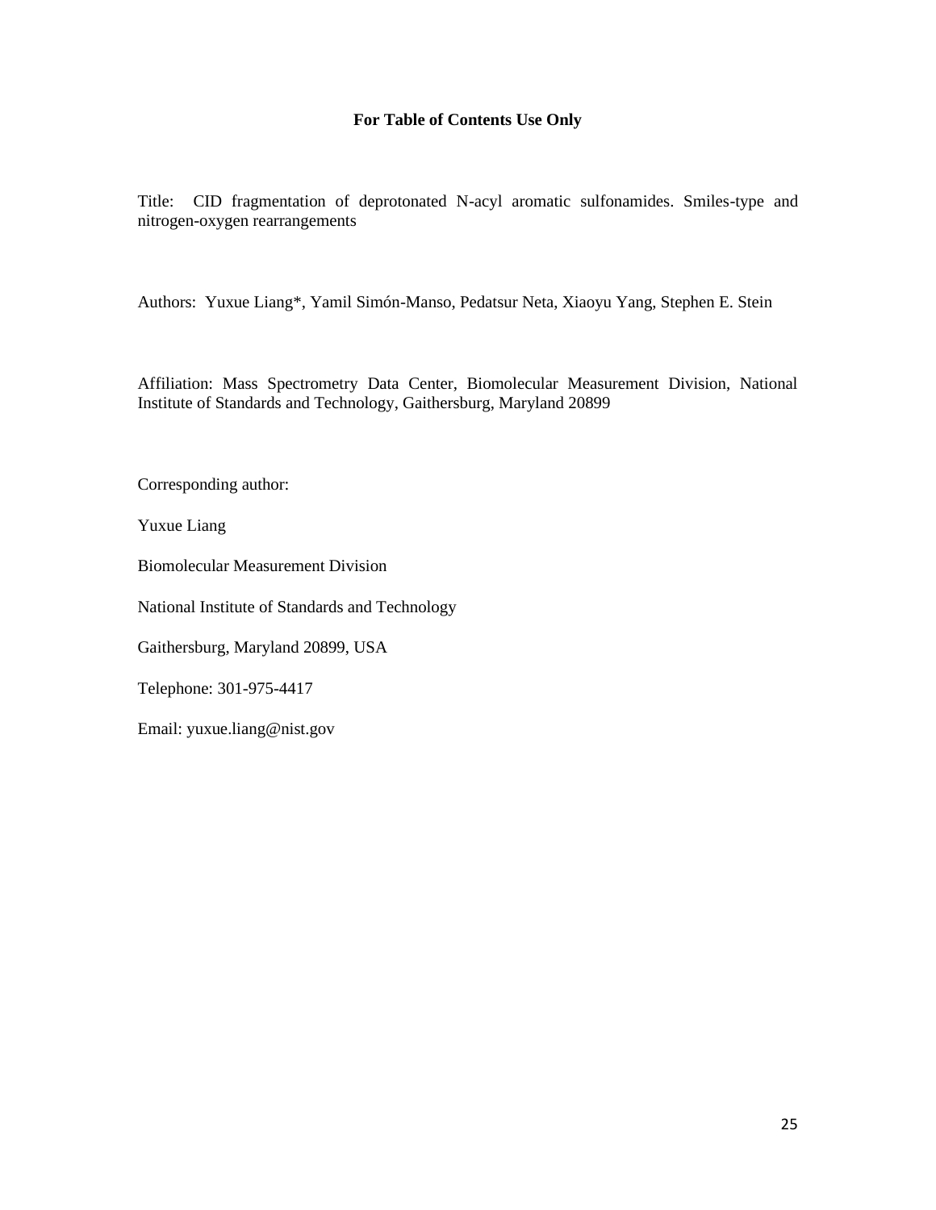**For Table of Contents Use Only**

Title: CID fragmentation of deprotonated N-acyl aromatic sulfonamides. Smiles-type and nitrogen-oxygen rearrangements

Authors: Yuxue Liang*, Yamil Simón-Manso, Pedatsur Neta, Xiaoyu Yang, Stephen E. Stein

Affiliation: Mass Spectrometry Data Center, Biomolecular Measurement Division, National Institute of Standards and Technology, Gaithersburg, Maryland 20899

Corresponding author:

Yuxue Liang

Biomolecular Measurement Division

National Institute of Standards and Technology

Gaithersburg, Maryland 20899, USA

Telephone: 301-975-4417

Email: yuxue.liang@nist.gov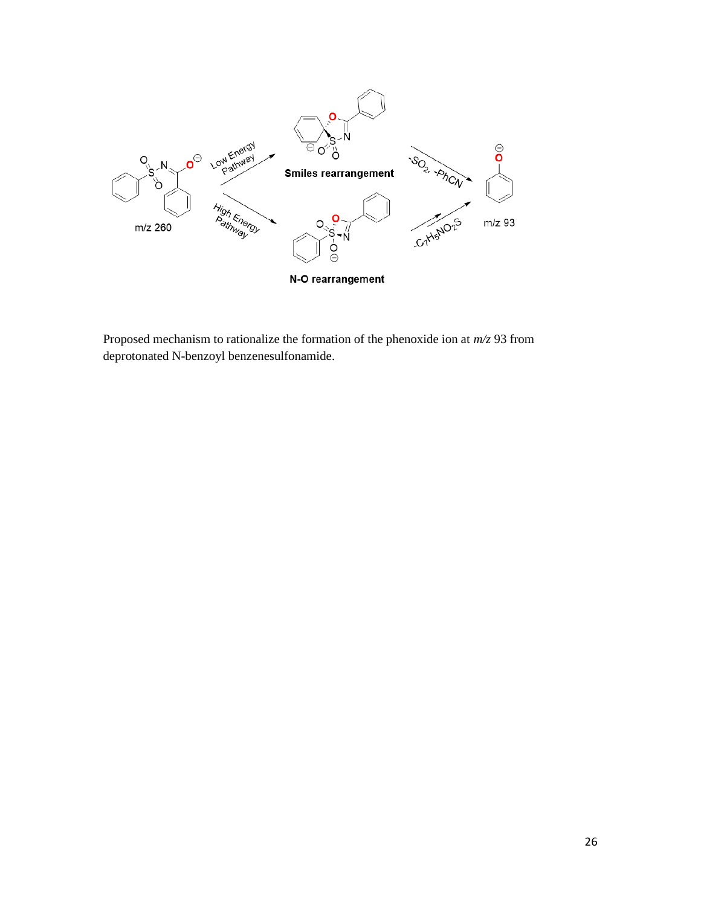m/z 260

Low Energy Pathway

High Energy Pathway

Smiles rearrangement

N-O rearrangement

$-SO_2$, $-PhCN$

$-C_7H_5NO_2S$

m/z 93

Proposed mechanism to rationalize the formation of the phenoxide ion at *m/z* 93 from deprotonated N-benzoyl benzenesulfonamide.